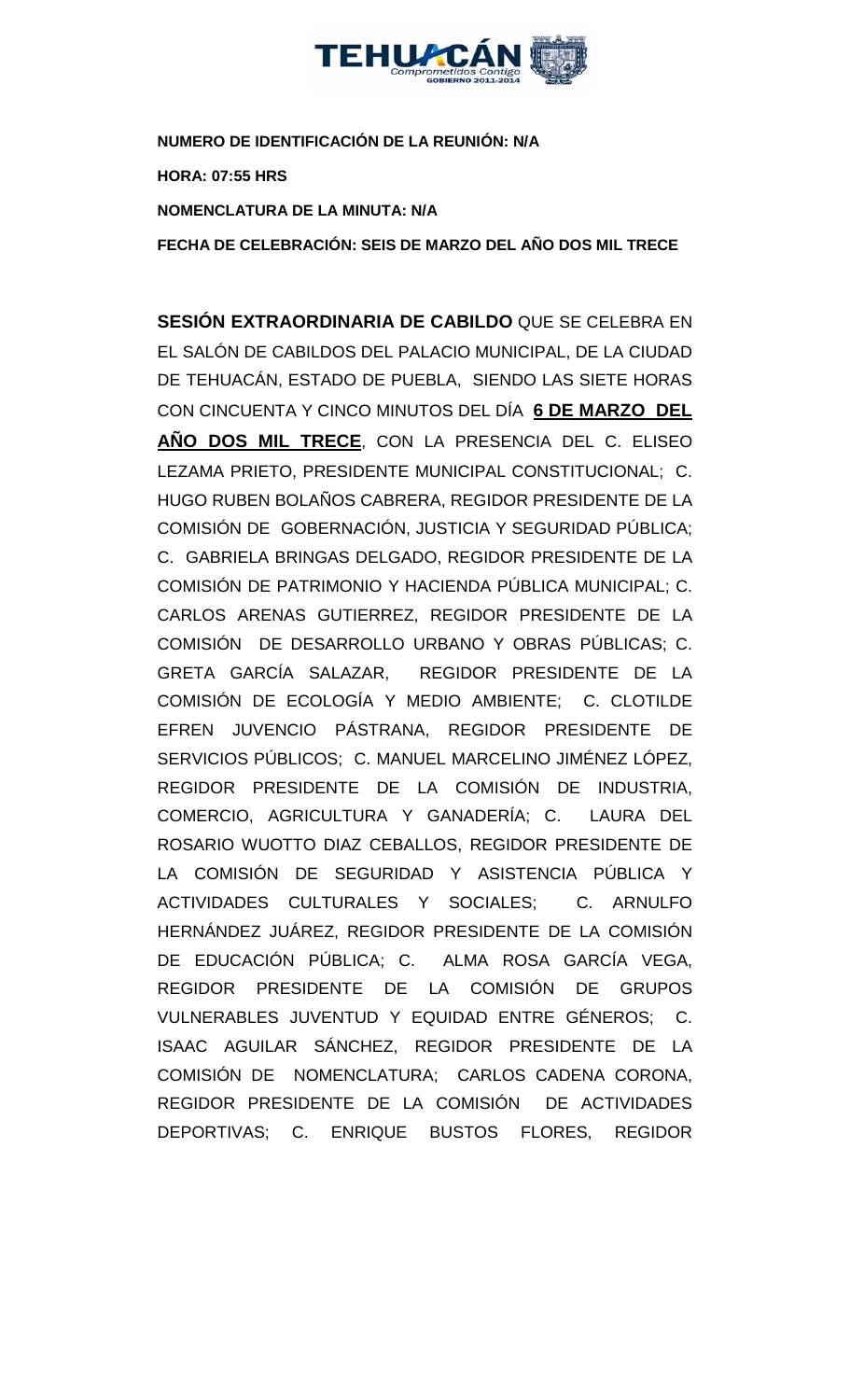**NUMERO DE IDENTIFICACIÓN DE LA REUNIÓN: N/A**

**HORA: 07:55 HRS**

**NOMENCLATURA DE LA MINUTA: N/A**

**FECHA DE CELEBRACIÓN: SEIS DE MARZO DEL AÑO DOS MIL TRECE**

**SESIÓN EXTRAORDINARIA DE CABILDO** QUE SE CELEBRA EN EL SALÓN DE CABILDOS DEL PALACIO MUNICIPAL, DE LA CIUDAD DE TEHUACÁN, ESTADO DE PUEBLA, SIENDO LAS SIETE HORAS CON CINCUENTA Y CINCO MINUTOS DEL DÍA **6 DE MARZO DEL AÑO DOS MIL TRECE**, CON LA PRESENCIA DEL C. ELISEO LEZAMA PRIETO, PRESIDENTE MUNICIPAL CONSTITUCIONAL; C. HUGO RUBEN BOLAÑOS CABRERA, REGIDOR PRESIDENTE DE LA COMISIÓN DE GOBERNACIÓN, JUSTICIA Y SEGURIDAD PÚBLICA; C. GABRIELA BRINGAS DELGADO, REGIDOR PRESIDENTE DE LA COMISIÓN DE PATRIMONIO Y HACIENDA PÚBLICA MUNICIPAL; C. CARLOS ARENAS GUTIERREZ, REGIDOR PRESIDENTE DE LA COMISIÓN DE DESARROLLO URBANO Y OBRAS PÚBLICAS; C. GRETA GARCÍA SALAZAR, REGIDOR PRESIDENTE DE LA COMISIÓN DE ECOLOGÍA Y MEDIO AMBIENTE; C. CLOTILDE EFREN JUVENCIO PÁSTRANA, REGIDOR PRESIDENTE DE SERVICIOS PÚBLICOS; C. MANUEL MARCELINO JIMÉNEZ LÓPEZ, REGIDOR PRESIDENTE DE LA COMISIÓN DE INDUSTRIA, COMERCIO, AGRICULTURA Y GANADERÍA; C. LAURA DEL ROSARIO WUOTTO DIAZ CEBALLOS, REGIDOR PRESIDENTE DE LA COMISIÓN DE SEGURIDAD Y ASISTENCIA PÚBLICA Y ACTIVIDADES CULTURALES Y SOCIALES; C. ARNULFO HERNÁNDEZ JUÁREZ, REGIDOR PRESIDENTE DE LA COMISIÓN DE EDUCACIÓN PÚBLICA; C. ALMA ROSA GARCÍA VEGA, REGIDOR PRESIDENTE DE LA COMISIÓN DE GRUPOS VULNERABLES JUVENTUD Y EQUIDAD ENTRE GÉNEROS; C. ISAAC AGUILAR SÁNCHEZ, REGIDOR PRESIDENTE DE LA COMISIÓN DE NOMENCLATURA; CARLOS CADENA CORONA, REGIDOR PRESIDENTE DE LA COMISIÓN DE ACTIVIDADES DEPORTIVAS; C. ENRIQUE BUSTOS FLORES, REGIDOR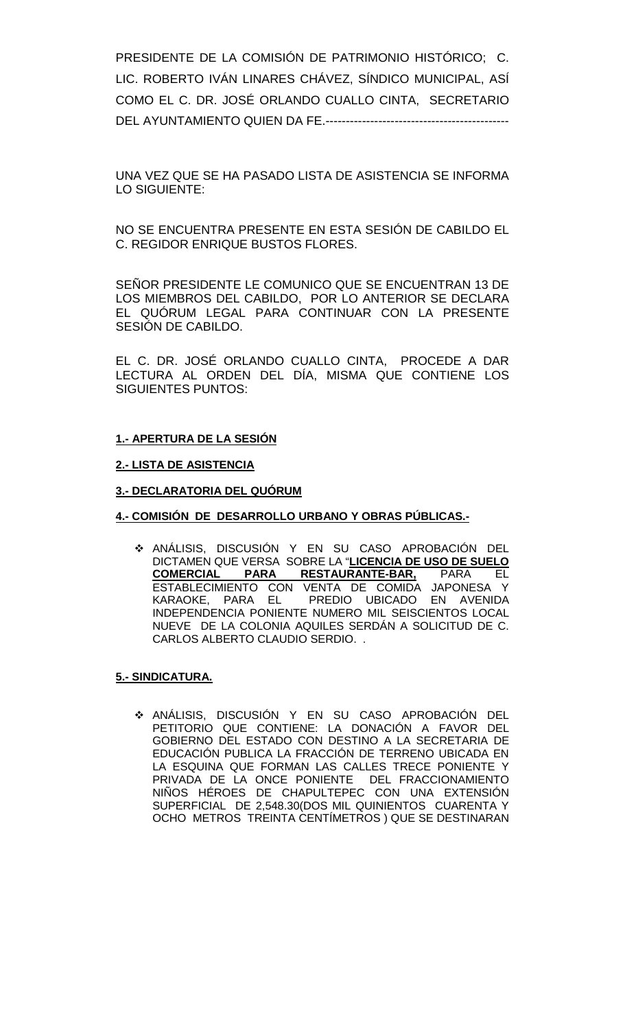PRESIDENTE DE LA COMISIÓN DE PATRIMONIO HISTÓRICO; C. LIC. ROBERTO IVÁN LINARES CHÁVEZ, SÍNDICO MUNICIPAL, ASÍ COMO EL C. DR. JOSÉ ORLANDO CUALLO CINTA, SECRETARIO DEL AYUNTAMIENTO QUIEN DA FE.---------------------------------------------

UNA VEZ QUE SE HA PASADO LISTA DE ASISTENCIA SE INFORMA LO SIGUIENTE:

NO SE ENCUENTRA PRESENTE EN ESTA SESIÓN DE CABILDO EL C. REGIDOR ENRIQUE BUSTOS FLORES.

SEÑOR PRESIDENTE LE COMUNICO QUE SE ENCUENTRAN 13 DE LOS MIEMBROS DEL CABILDO, POR LO ANTERIOR SE DECLARA EL QUÓRUM LEGAL PARA CONTINUAR CON LA PRESENTE SESIÓN DE CABILDO.

EL C. DR. JOSÉ ORLANDO CUALLO CINTA, PROCEDE A DAR LECTURA AL ORDEN DEL DÍA, MISMA QUE CONTIENE LOS SIGUIENTES PUNTOS:

**1.- APERTURA DE LA SESIÓN**

**2.- LISTA DE ASISTENCIA**

**3.- DECLARATORIA DEL QUÓRUM**

**4.- COMISIÓN DE DESARROLLO URBANO Y OBRAS PÚBLICAS.-**

- ANÁLISIS, DISCUSIÓN Y EN SU CASO APROBACIÓN DEL DICTAMEN QUE VERSA SOBRE LA "**LICENCIA DE USO DE SUELO COMERCIAL PARA RESTAURANTE-BAR,** PARA EL ESTABLECIMIENTO CON VENTA DE COMIDA JAPONESA Y KARAOKE, PARA EL PREDIO UBICADO EN AVENIDA INDEPENDENCIA PONIENTE NUMERO MIL SEISCIENTOS LOCAL NUEVE DE LA COLONIA AQUILES SERDÁN A SOLICITUD DE C. CARLOS ALBERTO CLAUDIO SERDIO. .

**5.- SINDICATURA.**

- ANÁLISIS, DISCUSIÓN Y EN SU CASO APROBACIÓN DEL PETITORIO QUE CONTIENE: LA DONACIÓN A FAVOR DEL GOBIERNO DEL ESTADO CON DESTINO A LA SECRETARIA DE EDUCACIÓN PUBLICA LA FRACCIÓN DE TERRENO UBICADA EN LA ESQUINA QUE FORMAN LAS CALLES TRECE PONIENTE Y PRIVADA DE LA ONCE PONIENTE DEL FRACCIONAMIENTO NIÑOS HÉROES DE CHAPULTEPEC CON UNA EXTENSIÓN SUPERFICIAL DE 2,548.30(DOS MIL QUINIENTOS CUARENTA Y OCHO METROS TREINTA CENTÍMETROS ) QUE SE DESTINARAN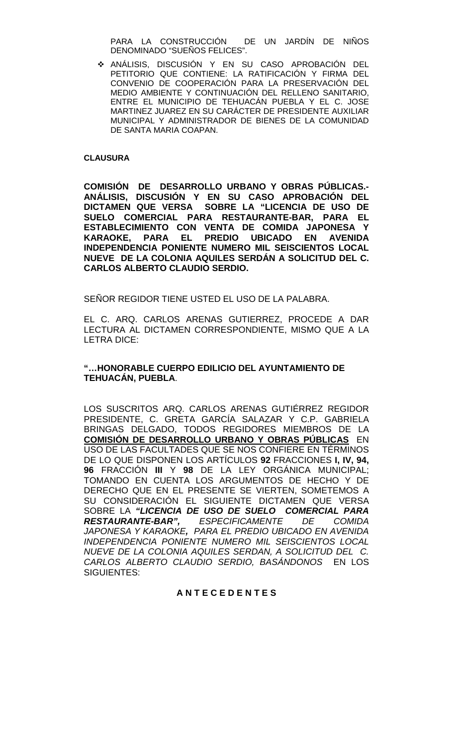PARA LA CONSTRUCCIÓN DE UN JARDÍN DE NIÑOS DENOMINADO "SUEÑOS FELICES".

- ANÁLISIS, DISCUSIÓN Y EN SU CASO APROBACIÓN DEL PETITORIO QUE CONTIENE: LA RATIFICACIÓN Y FIRMA DEL CONVENIO DE COOPERACIÓN PARA LA PRESERVACIÓN DEL MEDIO AMBIENTE Y CONTINUACIÓN DEL RELLENO SANITARIO, ENTRE EL MUNICIPIO DE TEHUACÁN PUEBLA Y EL C. JOSE MARTINEZ JUAREZ EN SU CARÁCTER DE PRESIDENTE AUXILIAR MUNICIPAL Y ADMINISTRADOR DE BIENES DE LA COMUNIDAD DE SANTA MARIA COAPAN.

**CLAUSURA**

**COMISIÓN DE DESARROLLO URBANO Y OBRAS PÚBLICAS.- ANÁLISIS, DISCUSIÓN Y EN SU CASO APROBACIÓN DEL DICTAMEN QUE VERSA SOBRE LA "LICENCIA DE USO DE SUELO COMERCIAL PARA RESTAURANTE-BAR, PARA EL ESTABLECIMIENTO CON VENTA DE COMIDA JAPONESA Y KARAOKE, PARA EL PREDIO UBICADO EN AVENIDA INDEPENDENCIA PONIENTE NUMERO MIL SEISCIENTOS LOCAL NUEVE DE LA COLONIA AQUILES SERDÁN A SOLICITUD DEL C. CARLOS ALBERTO CLAUDIO SERDIO.**

SEÑOR REGIDOR TIENE USTED EL USO DE LA PALABRA.

EL C. ARQ. CARLOS ARENAS GUTIERREZ, PROCEDE A DAR LECTURA AL DICTAMEN CORRESPONDIENTE, MISMO QUE A LA LETRA DICE:

**"…HONORABLE CUERPO EDILICIO DEL AYUNTAMIENTO DE TEHUACÁN, PUEBLA**.

LOS SUSCRITOS ARQ. CARLOS ARENAS GUTIÉRREZ REGIDOR PRESIDENTE, C. GRETA GARCÍA SALAZAR Y C.P. GABRIELA BRINGAS DELGADO, TODOS REGIDORES MIEMBROS DE LA **COMISIÓN DE DESARROLLO URBANO Y OBRAS PÚBLICAS** EN USO DE LAS FACULTADES QUE SE NOS CONFIERE EN TÉRMINOS DE LO QUE DISPONEN LOS ARTÍCULOS **92** FRACCIONES **I, IV, 94, 96** FRACCIÓN **III** Y **98** DE LA LEY ORGÁNICA MUNICIPAL; TOMANDO EN CUENTA LOS ARGUMENTOS DE HECHO Y DE DERECHO QUE EN EL PRESENTE SE VIERTEN, SOMETEMOS A SU CONSIDERACIÓN EL SIGUIENTE DICTAMEN QUE VERSA SOBRE LA ***"LICENCIA DE USO DE SUELO COMERCIAL PARA RESTAURANTE-BAR",*** *ESPECIFICAMENTE DE COMIDA JAPONESA Y KARAOKE****,*** *PARA EL PREDIO UBICADO EN AVENIDA INDEPENDENCIA PONIENTE NUMERO MIL SEISCIENTOS LOCAL NUEVE DE LA COLONIA AQUILES SERDAN, A SOLICITUD DEL C. CARLOS ALBERTO CLAUDIO SERDIO, BASÁNDONOS* EN LOS SIGUIENTES:

**A N T E C E D E N T E S**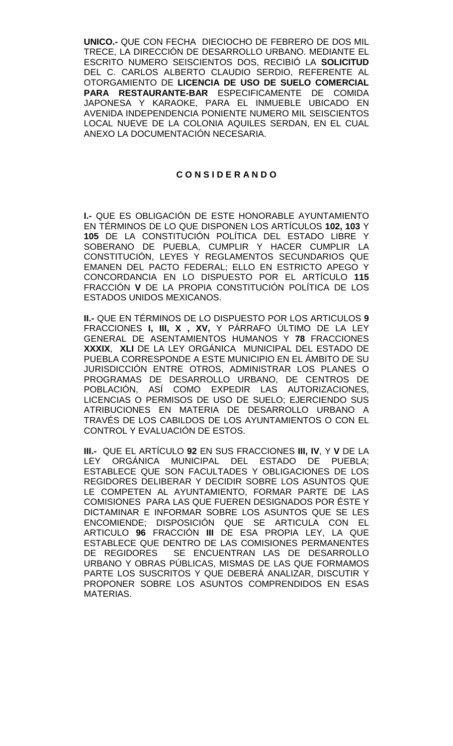**UNICO.-** QUE CON FECHA DIECIOCHO DE FEBRERO DE DOS MIL TRECE, LA DIRECCIÓN DE DESARROLLO URBANO. MEDIANTE EL ESCRITO NUMERO SEISCIENTOS DOS, RECIBIÓ LA **SOLICITUD** DEL C. CARLOS ALBERTO CLAUDIO SERDIO, REFERENTE AL OTORGAMIENTO DE **LICENCIA DE USO DE SUELO COMERCIAL PARA RESTAURANTE-BAR** ESPECIFICAMENTE DE COMIDA JAPONESA Y KARAOKE, PARA EL INMUEBLE UBICADO EN AVENIDA INDEPENDENCIA PONIENTE NUMERO MIL SEISCIENTOS LOCAL NUEVE DE LA COLONIA AQUILES SERDAN, EN EL CUAL ANEXO LA DOCUMENTACIÓN NECESARIA.

**C O N S I D E R A N D O**

**I.-** QUE ES OBLIGACIÓN DE ESTE HONORABLE AYUNTAMIENTO EN TÉRMINOS DE LO QUE DISPONEN LOS ARTÍCULOS **102, 103** Y **105** DE LA CONSTITUCIÓN POLÍTICA DEL ESTADO LIBRE Y SOBERANO DE PUEBLA, CUMPLIR Y HACER CUMPLIR LA CONSTITUCIÓN, LEYES Y REGLAMENTOS SECUNDARIOS QUE EMANEN DEL PACTO FEDERAL; ELLO EN ESTRICTO APEGO Y CONCORDANCIA EN LO DISPUESTO POR EL ARTÍCULO **115** FRACCIÓN **V** DE LA PROPIA CONSTITUCIÓN POLÍTICA DE LOS ESTADOS UNIDOS MEXICANOS.

**II.-** QUE EN TÉRMINOS DE LO DISPUESTO POR LOS ARTICULOS **9** FRACCIONES **I, III, X , XV,** Y PÁRRAFO ÚLTIMO DE LA LEY GENERAL DE ASENTAMIENTOS HUMANOS Y **78** FRACCIONES **XXXIX**, **XLI** DE LA LEY ORGÁNICA MUNICIPAL DEL ESTADO DE PUEBLA CORRESPONDE A ESTE MUNICIPIO EN EL ÁMBITO DE SU JURISDICCIÓN ENTRE OTROS, ADMINISTRAR LOS PLANES O PROGRAMAS DE DESARROLLO URBANO, DE CENTROS DE POBLACIÓN, ASÍ COMO EXPEDIR LAS AUTORIZACIONES, LICENCIAS O PERMISOS DE USO DE SUELO; EJERCIENDO SUS ATRIBUCIONES EN MATERIA DE DESARROLLO URBANO A TRAVÉS DE LOS CABILDOS DE LOS AYUNTAMIENTOS O CON EL CONTROL Y EVALUACIÓN DE ESTOS.

**III.-** QUE EL ARTÍCULO **92** EN SUS FRACCIONES **III, IV**, Y **V** DE LA LEY ORGÁNICA MUNICIPAL DEL ESTADO DE PUEBLA; ESTABLECE QUE SON FACULTADES Y OBLIGACIONES DE LOS REGIDORES DELIBERAR Y DECIDIR SOBRE LOS ASUNTOS QUE LE COMPETEN AL AYUNTAMIENTO, FORMAR PARTE DE LAS COMISIONES PARA LAS QUE FUEREN DESIGNADOS POR ÉSTE Y DICTAMINAR E INFORMAR SOBRE LOS ASUNTOS QUE SE LES ENCOMIENDE; DISPOSICIÓN QUE SE ARTICULA CON EL ARTICULO **96** FRACCIÓN **III** DE ESA PROPIA LEY, LA QUE ESTABLECE QUE DENTRO DE LAS COMISIONES PERMANENTES DE REGIDORES SE ENCUENTRAN LAS DE DESARROLLO URBANO Y OBRAS PÚBLICAS, MISMAS DE LAS QUE FORMAMOS PARTE LOS SUSCRITOS Y QUE DEBERÁ ANALIZAR, DISCUTIR Y PROPONER SOBRE LOS ASUNTOS COMPRENDIDOS EN ESAS MATERIAS.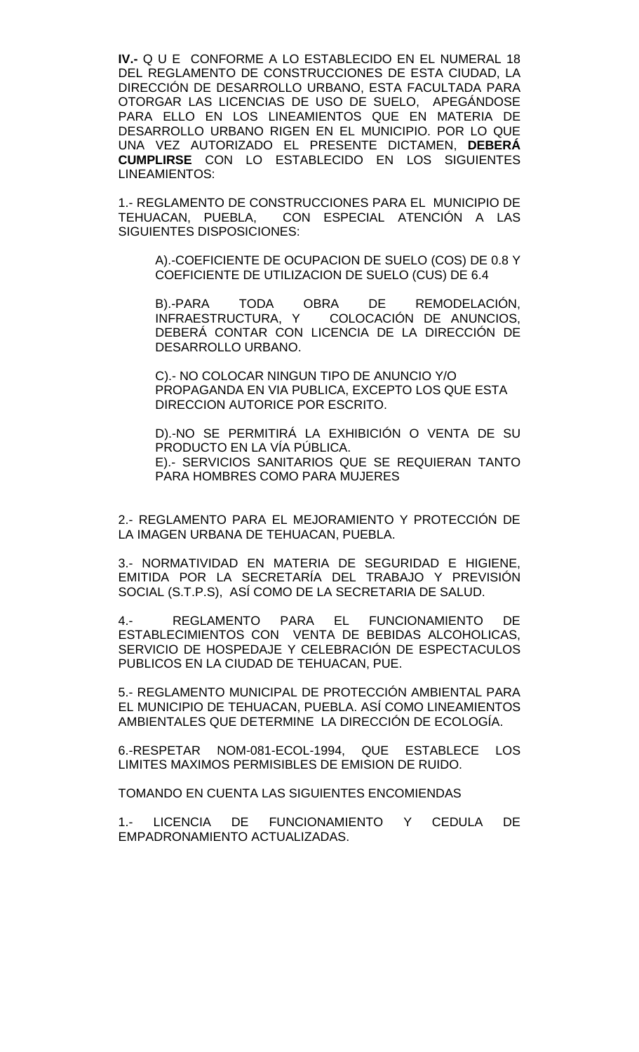**IV.-** Q U E CONFORME A LO ESTABLECIDO EN EL NUMERAL 18 DEL REGLAMENTO DE CONSTRUCCIONES DE ESTA CIUDAD, LA DIRECCIÓN DE DESARROLLO URBANO, ESTA FACULTADA PARA OTORGAR LAS LICENCIAS DE USO DE SUELO, APEGÁNDOSE PARA ELLO EN LOS LINEAMIENTOS QUE EN MATERIA DE DESARROLLO URBANO RIGEN EN EL MUNICIPIO. POR LO QUE UNA VEZ AUTORIZADO EL PRESENTE DICTAMEN, **DEBERÁ CUMPLIRSE** CON LO ESTABLECIDO EN LOS SIGUIENTES LINEAMIENTOS:

1.- REGLAMENTO DE CONSTRUCCIONES PARA EL MUNICIPIO DE TEHUACAN, PUEBLA, CON ESPECIAL ATENCIÓN A LAS SIGUIENTES DISPOSICIONES:

A).-COEFICIENTE DE OCUPACION DE SUELO (COS) DE 0.8 Y COEFICIENTE DE UTILIZACION DE SUELO (CUS) DE 6.4

B).-PARA TODA OBRA DE REMODELACIÓN, INFRAESTRUCTURA, Y COLOCACIÓN DE ANUNCIOS, DEBERÁ CONTAR CON LICENCIA DE LA DIRECCIÓN DE DESARROLLO URBANO.

C).- NO COLOCAR NINGUN TIPO DE ANUNCIO Y/O PROPAGANDA EN VIA PUBLICA, EXCEPTO LOS QUE ESTA DIRECCION AUTORICE POR ESCRITO.

D).-NO SE PERMITIRÁ LA EXHIBICIÓN O VENTA DE SU PRODUCTO EN LA VÍA PÚBLICA.
E).- SERVICIOS SANITARIOS QUE SE REQUIERAN TANTO PARA HOMBRES COMO PARA MUJERES

2.- REGLAMENTO PARA EL MEJORAMIENTO Y PROTECCIÓN DE LA IMAGEN URBANA DE TEHUACAN, PUEBLA.

3.- NORMATIVIDAD EN MATERIA DE SEGURIDAD E HIGIENE, EMITIDA POR LA SECRETARÍA DEL TRABAJO Y PREVISIÓN SOCIAL (S.T.P.S), ASÍ COMO DE LA SECRETARIA DE SALUD.

4.- REGLAMENTO PARA EL FUNCIONAMIENTO DE ESTABLECIMIENTOS CON VENTA DE BEBIDAS ALCOHOLICAS, SERVICIO DE HOSPEDAJE Y CELEBRACIÓN DE ESPECTACULOS PUBLICOS EN LA CIUDAD DE TEHUACAN, PUE.

5.- REGLAMENTO MUNICIPAL DE PROTECCIÓN AMBIENTAL PARA EL MUNICIPIO DE TEHUACAN, PUEBLA. ASÍ COMO LINEAMIENTOS AMBIENTALES QUE DETERMINE LA DIRECCIÓN DE ECOLOGÍA.

6.-RESPETAR NOM-081-ECOL-1994, QUE ESTABLECE LOS LIMITES MAXIMOS PERMISIBLES DE EMISION DE RUIDO.

TOMANDO EN CUENTA LAS SIGUIENTES ENCOMIENDAS

1.- LICENCIA DE FUNCIONAMIENTO Y CEDULA DE EMPADRONAMIENTO ACTUALIZADAS.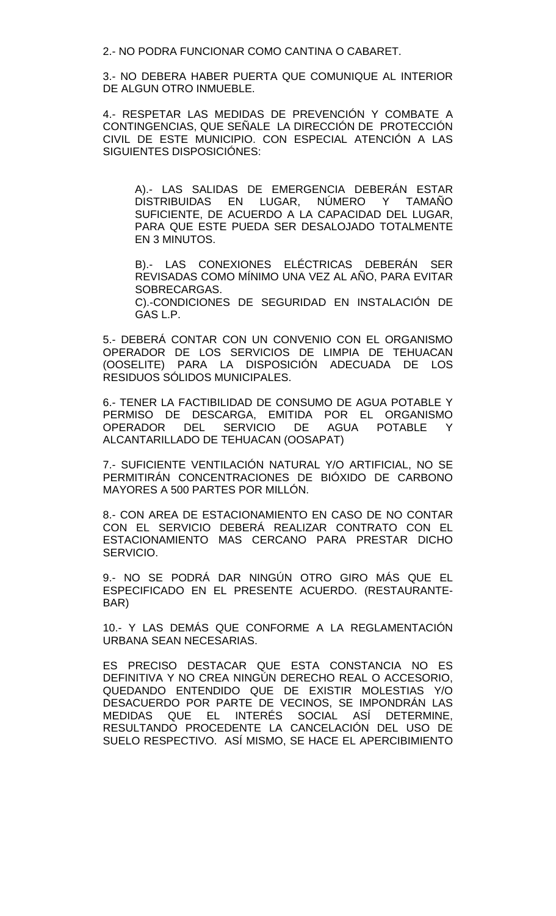2.- NO PODRA FUNCIONAR COMO CANTINA O CABARET.

3.- NO DEBERA HABER PUERTA QUE COMUNIQUE AL INTERIOR DE ALGUN OTRO INMUEBLE.

4.- RESPETAR LAS MEDIDAS DE PREVENCIÓN Y COMBATE A CONTINGENCIAS, QUE SEÑALE LA DIRECCIÓN DE PROTECCIÓN CIVIL DE ESTE MUNICIPIO. CON ESPECIAL ATENCIÓN A LAS SIGUIENTES DISPOSICIÓNES:

> A).- LAS SALIDAS DE EMERGENCIA DEBERÁN ESTAR DISTRIBUIDAS EN LUGAR, NÚMERO Y TAMAÑO SUFICIENTE, DE ACUERDO A LA CAPACIDAD DEL LUGAR, PARA QUE ESTE PUEDA SER DESALOJADO TOTALMENTE EN 3 MINUTOS.
>
> B).- LAS CONEXIONES ELÉCTRICAS DEBERÁN SER REVISADAS COMO MÍNIMO UNA VEZ AL AÑO, PARA EVITAR SOBRECARGAS.
> C).-CONDICIONES DE SEGURIDAD EN INSTALACIÓN DE GAS L.P.

5.- DEBERÁ CONTAR CON UN CONVENIO CON EL ORGANISMO OPERADOR DE LOS SERVICIOS DE LIMPIA DE TEHUACAN (OOSELITE) PARA LA DISPOSICIÓN ADECUADA DE LOS RESIDUOS SÓLIDOS MUNICIPALES.

6.- TENER LA FACTIBILIDAD DE CONSUMO DE AGUA POTABLE Y PERMISO DE DESCARGA, EMITIDA POR EL ORGANISMO OPERADOR DEL SERVICIO DE AGUA POTABLE Y ALCANTARILLADO DE TEHUACAN (OOSAPAT)

7.- SUFICIENTE VENTILACIÓN NATURAL Y/O ARTIFICIAL, NO SE PERMITIRÁN CONCENTRACIONES DE BIÓXIDO DE CARBONO MAYORES A 500 PARTES POR MILLÓN.

8.- CON AREA DE ESTACIONAMIENTO EN CASO DE NO CONTAR CON EL SERVICIO DEBERÁ REALIZAR CONTRATO CON EL ESTACIONAMIENTO MAS CERCANO PARA PRESTAR DICHO SERVICIO.

9.- NO SE PODRÁ DAR NINGÚN OTRO GIRO MÁS QUE EL ESPECIFICADO EN EL PRESENTE ACUERDO. (RESTAURANTE-BAR)

10.- Y LAS DEMÁS QUE CONFORME A LA REGLAMENTACIÓN URBANA SEAN NECESARIAS.

ES PRECISO DESTACAR QUE ESTA CONSTANCIA NO ES DEFINITIVA Y NO CREA NINGÚN DERECHO REAL O ACCESORIO, QUEDANDO ENTENDIDO QUE DE EXISTIR MOLESTIAS Y/O DESACUERDO POR PARTE DE VECINOS, SE IMPONDRÁN LAS MEDIDAS QUE EL INTERÉS SOCIAL ASÍ DETERMINE, RESULTANDO PROCEDENTE LA CANCELACIÓN DEL USO DE SUELO RESPECTIVO. ASÍ MISMO, SE HACE EL APERCIBIMIENTO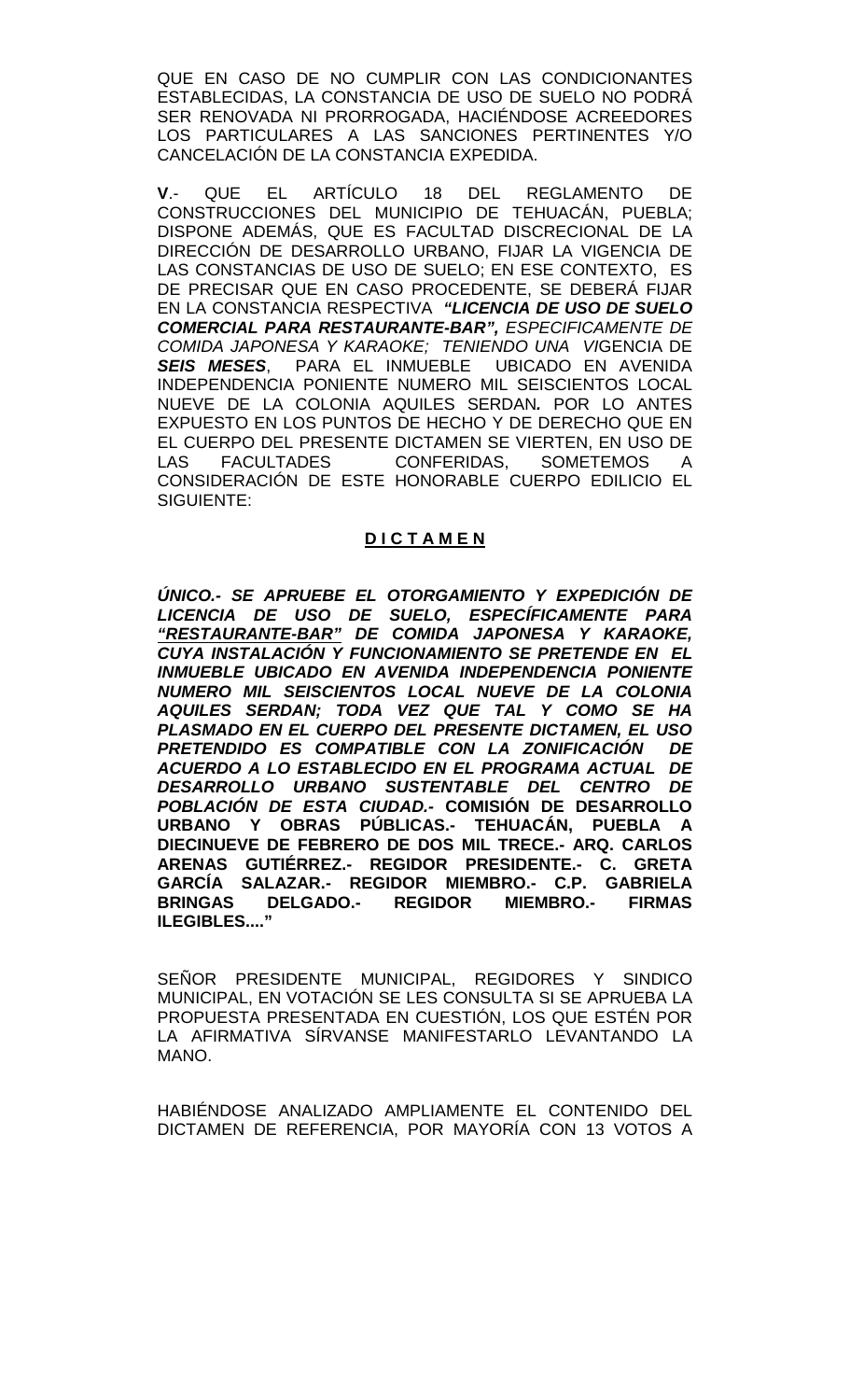QUE EN CASO DE NO CUMPLIR CON LAS CONDICIONANTES ESTABLECIDAS, LA CONSTANCIA DE USO DE SUELO NO PODRÁ SER RENOVADA NI PRORROGADA, HACIÉNDOSE ACREEDORES LOS PARTICULARES A LAS SANCIONES PERTINENTES Y/O CANCELACIÓN DE LA CONSTANCIA EXPEDIDA.

**V**.- QUE EL ARTÍCULO 18 DEL REGLAMENTO DE CONSTRUCCIONES DEL MUNICIPIO DE TEHUACÁN, PUEBLA; DISPONE ADEMÁS, QUE ES FACULTAD DISCRECIONAL DE LA DIRECCIÓN DE DESARROLLO URBANO, FIJAR LA VIGENCIA DE LAS CONSTANCIAS DE USO DE SUELO; EN ESE CONTEXTO, ES DE PRECISAR QUE EN CASO PROCEDENTE, SE DEBERÁ FIJAR EN LA CONSTANCIA RESPECTIVA ***"LICENCIA DE USO DE SUELO COMERCIAL PARA RESTAURANTE-BAR",*** *ESPECIFICAMENTE DE COMIDA JAPONESA Y KARAOKE; TENIENDO UNA VI*GENCIA DE ***SEIS MESES***, PARA EL INMUEBLE UBICADO EN AVENIDA INDEPENDENCIA PONIENTE NUMERO MIL SEISCIENTOS LOCAL NUEVE DE LA COLONIA AQUILES SERDAN***.*** POR LO ANTES EXPUESTO EN LOS PUNTOS DE HECHO Y DE DERECHO QUE EN EL CUERPO DEL PRESENTE DICTAMEN SE VIERTEN, EN USO DE LAS FACULTADES CONFERIDAS, SOMETEMOS A CONSIDERACIÓN DE ESTE HONORABLE CUERPO EDILICIO EL SIGUIENTE:

**D I C T A M E N**

***ÚNICO.- SE APRUEBE EL OTORGAMIENTO Y EXPEDICIÓN DE LICENCIA DE USO DE SUELO, ESPECÍFICAMENTE PARA "RESTAURANTE-BAR" DE COMIDA JAPONESA Y KARAOKE, CUYA INSTALACIÓN Y FUNCIONAMIENTO SE PRETENDE EN EL INMUEBLE UBICADO EN AVENIDA INDEPENDENCIA PONIENTE NUMERO MIL SEISCIENTOS LOCAL NUEVE DE LA COLONIA AQUILES SERDAN; TODA VEZ QUE TAL Y COMO SE HA PLASMADO EN EL CUERPO DEL PRESENTE DICTAMEN, EL USO PRETENDIDO ES COMPATIBLE CON LA ZONIFICACIÓN DE ACUERDO A LO ESTABLECIDO EN EL PROGRAMA ACTUAL DE DESARROLLO URBANO SUSTENTABLE DEL CENTRO DE POBLACIÓN DE ESTA CIUDAD.-*** **COMISIÓN DE DESARROLLO URBANO Y OBRAS PÚBLICAS.- TEHUACÁN, PUEBLA A DIECINUEVE DE FEBRERO DE DOS MIL TRECE.- ARQ. CARLOS ARENAS GUTIÉRREZ.- REGIDOR PRESIDENTE.- C. GRETA GARCÍA SALAZAR.- REGIDOR MIEMBRO.- C.P. GABRIELA BRINGAS DELGADO.- REGIDOR MIEMBRO.- FIRMAS ILEGIBLES...."**

SEÑOR PRESIDENTE MUNICIPAL, REGIDORES Y SINDICO MUNICIPAL, EN VOTACIÓN SE LES CONSULTA SI SE APRUEBA LA PROPUESTA PRESENTADA EN CUESTIÓN, LOS QUE ESTÉN POR LA AFIRMATIVA SÍRVANSE MANIFESTARLO LEVANTANDO LA MANO.

HABIÉNDOSE ANALIZADO AMPLIAMENTE EL CONTENIDO DEL DICTAMEN DE REFERENCIA, POR MAYORÍA CON 13 VOTOS A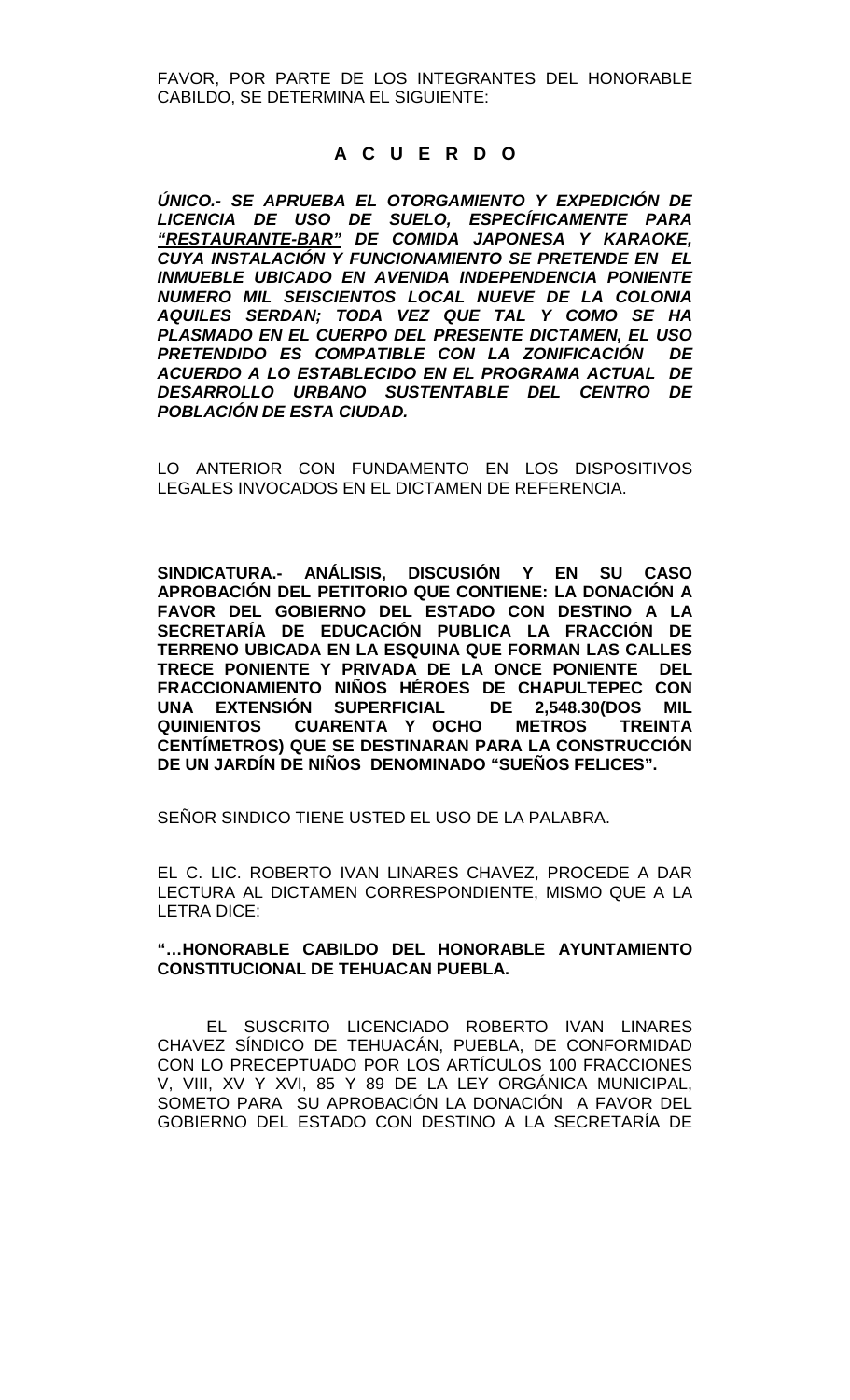FAVOR, POR PARTE DE LOS INTEGRANTES DEL HONORABLE CABILDO, SE DETERMINA EL SIGUIENTE:

## A C U E R D O

***ÚNICO.- SE APRUEBA EL OTORGAMIENTO Y EXPEDICIÓN DE LICENCIA DE USO DE SUELO, ESPECÍFICAMENTE PARA <u>"RESTAURANTE-BAR"</u> DE COMIDA JAPONESA Y KARAOKE, CUYA INSTALACIÓN Y FUNCIONAMIENTO SE PRETENDE EN EL INMUEBLE UBICADO EN AVENIDA INDEPENDENCIA PONIENTE NUMERO MIL SEISCIENTOS LOCAL NUEVE DE LA COLONIA AQUILES SERDAN; TODA VEZ QUE TAL Y COMO SE HA PLASMADO EN EL CUERPO DEL PRESENTE DICTAMEN, EL USO PRETENDIDO ES COMPATIBLE CON LA ZONIFICACIÓN DE ACUERDO A LO ESTABLECIDO EN EL PROGRAMA ACTUAL DE DESARROLLO URBANO SUSTENTABLE DEL CENTRO DE POBLACIÓN DE ESTA CIUDAD.***

LO ANTERIOR CON FUNDAMENTO EN LOS DISPOSITIVOS LEGALES INVOCADOS EN EL DICTAMEN DE REFERENCIA.

**SINDICATURA.- ANÁLISIS, DISCUSIÓN Y EN SU CASO APROBACIÓN DEL PETITORIO QUE CONTIENE: LA DONACIÓN A FAVOR DEL GOBIERNO DEL ESTADO CON DESTINO A LA SECRETARÍA DE EDUCACIÓN PUBLICA LA FRACCIÓN DE TERRENO UBICADA EN LA ESQUINA QUE FORMAN LAS CALLES TRECE PONIENTE Y PRIVADA DE LA ONCE PONIENTE DEL FRACCIONAMIENTO NIÑOS HÉROES DE CHAPULTEPEC CON UNA EXTENSIÓN SUPERFICIAL DE 2,548.30(DOS MIL QUINIENTOS CUARENTA Y OCHO METROS TREINTA CENTÍMETROS) QUE SE DESTINARAN PARA LA CONSTRUCCIÓN DE UN JARDÍN DE NIÑOS DENOMINADO "SUEÑOS FELICES".**

SEÑOR SINDICO TIENE USTED EL USO DE LA PALABRA.

EL C. LIC. ROBERTO IVAN LINARES CHAVEZ, PROCEDE A DAR LECTURA AL DICTAMEN CORRESPONDIENTE, MISMO QUE A LA LETRA DICE:

**"…HONORABLE CABILDO DEL HONORABLE AYUNTAMIENTO CONSTITUCIONAL DE TEHUACAN PUEBLA.**

EL SUSCRITO LICENCIADO ROBERTO IVAN LINARES CHAVEZ SÍNDICO DE TEHUACÁN, PUEBLA, DE CONFORMIDAD CON LO PRECEPTUADO POR LOS ARTÍCULOS 100 FRACCIONES V, VIII, XV Y XVI, 85 Y 89 DE LA LEY ORGÁNICA MUNICIPAL, SOMETO PARA SU APROBACIÓN LA DONACIÓN A FAVOR DEL GOBIERNO DEL ESTADO CON DESTINO A LA SECRETARÍA DE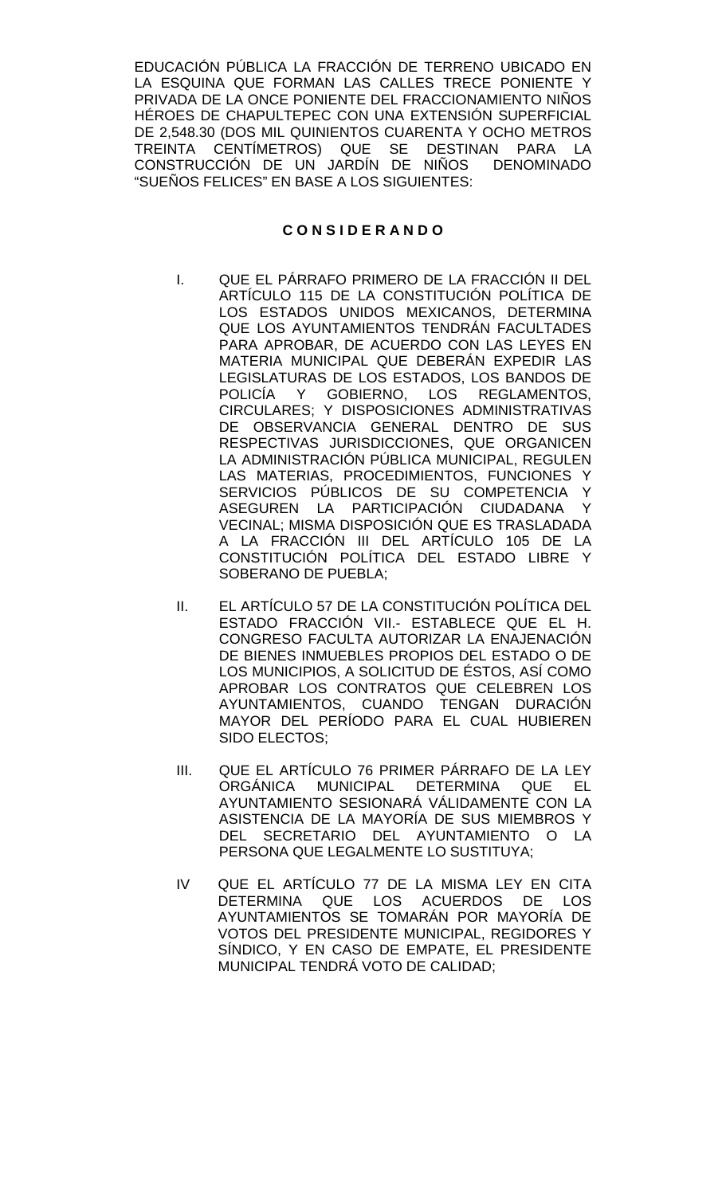EDUCACIÓN PÚBLICA LA FRACCIÓN DE TERRENO UBICADO EN LA ESQUINA QUE FORMAN LAS CALLES TRECE PONIENTE Y PRIVADA DE LA ONCE PONIENTE DEL FRACCIONAMIENTO NIÑOS HÉROES DE CHAPULTEPEC CON UNA EXTENSIÓN SUPERFICIAL DE 2,548.30 (DOS MIL QUINIENTOS CUARENTA Y OCHO METROS TREINTA CENTÍMETROS) QUE SE DESTINAN PARA LA CONSTRUCCIÓN DE UN JARDÍN DE NIÑOS DENOMINADO "SUEÑOS FELICES" EN BASE A LOS SIGUIENTES:

**C O N S I D E R A N D O**

I. QUE EL PÁRRAFO PRIMERO DE LA FRACCIÓN II DEL ARTÍCULO 115 DE LA CONSTITUCIÓN POLÍTICA DE LOS ESTADOS UNIDOS MEXICANOS, DETERMINA QUE LOS AYUNTAMIENTOS TENDRÁN FACULTADES PARA APROBAR, DE ACUERDO CON LAS LEYES EN MATERIA MUNICIPAL QUE DEBERÁN EXPEDIR LAS LEGISLATURAS DE LOS ESTADOS, LOS BANDOS DE POLICÍA Y GOBIERNO, LOS REGLAMENTOS, CIRCULARES; Y DISPOSICIONES ADMINISTRATIVAS DE OBSERVANCIA GENERAL DENTRO DE SUS RESPECTIVAS JURISDICCIONES, QUE ORGANICEN LA ADMINISTRACIÓN PÚBLICA MUNICIPAL, REGULEN LAS MATERIAS, PROCEDIMIENTOS, FUNCIONES Y SERVICIOS PÚBLICOS DE SU COMPETENCIA Y ASEGUREN LA PARTICIPACIÓN CIUDADANA Y VECINAL; MISMA DISPOSICIÓN QUE ES TRASLADADA A LA FRACCIÓN III DEL ARTÍCULO 105 DE LA CONSTITUCIÓN POLÍTICA DEL ESTADO LIBRE Y SOBERANO DE PUEBLA;

II. EL ARTÍCULO 57 DE LA CONSTITUCIÓN POLÍTICA DEL ESTADO FRACCIÓN VII.- ESTABLECE QUE EL H. CONGRESO FACULTA AUTORIZAR LA ENAJENACIÓN DE BIENES INMUEBLES PROPIOS DEL ESTADO O DE LOS MUNICIPIOS, A SOLICITUD DE ÉSTOS, ASÍ COMO APROBAR LOS CONTRATOS QUE CELEBREN LOS AYUNTAMIENTOS, CUANDO TENGAN DURACIÓN MAYOR DEL PERÍODO PARA EL CUAL HUBIEREN SIDO ELECTOS;

III. QUE EL ARTÍCULO 76 PRIMER PÁRRAFO DE LA LEY ORGÁNICA MUNICIPAL DETERMINA QUE EL AYUNTAMIENTO SESIONARÁ VÁLIDAMENTE CON LA ASISTENCIA DE LA MAYORÍA DE SUS MIEMBROS Y DEL SECRETARIO DEL AYUNTAMIENTO O LA PERSONA QUE LEGALMENTE LO SUSTITUYA;

IV QUE EL ARTÍCULO 77 DE LA MISMA LEY EN CITA DETERMINA QUE LOS ACUERDOS DE LOS AYUNTAMIENTOS SE TOMARÁN POR MAYORÍA DE VOTOS DEL PRESIDENTE MUNICIPAL, REGIDORES Y SÍNDICO, Y EN CASO DE EMPATE, EL PRESIDENTE MUNICIPAL TENDRÁ VOTO DE CALIDAD;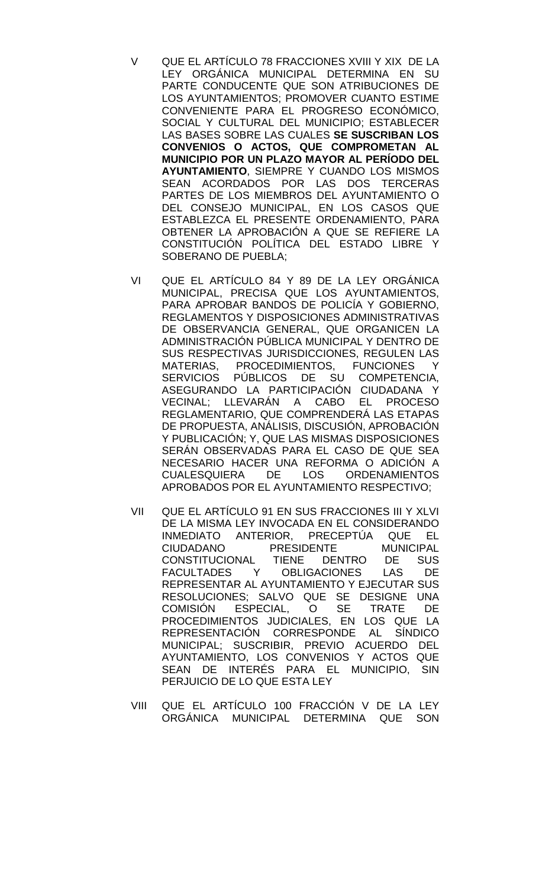V QUE EL ARTÍCULO 78 FRACCIONES XVIII Y XIX DE LA LEY ORGÁNICA MUNICIPAL DETERMINA EN SU PARTE CONDUCENTE QUE SON ATRIBUCIONES DE LOS AYUNTAMIENTOS; PROMOVER CUANTO ESTIME CONVENIENTE PARA EL PROGRESO ECONÓMICO, SOCIAL Y CULTURAL DEL MUNICIPIO; ESTABLECER LAS BASES SOBRE LAS CUALES **SE SUSCRIBAN LOS CONVENIOS O ACTOS, QUE COMPROMETAN AL MUNICIPIO POR UN PLAZO MAYOR AL PERÍODO DEL AYUNTAMIENTO**, SIEMPRE Y CUANDO LOS MISMOS SEAN ACORDADOS POR LAS DOS TERCERAS PARTES DE LOS MIEMBROS DEL AYUNTAMIENTO O DEL CONSEJO MUNICIPAL, EN LOS CASOS QUE ESTABLEZCA EL PRESENTE ORDENAMIENTO, PARA OBTENER LA APROBACIÓN A QUE SE REFIERE LA CONSTITUCIÓN POLÍTICA DEL ESTADO LIBRE Y SOBERANO DE PUEBLA;

VI QUE EL ARTÍCULO 84 Y 89 DE LA LEY ORGÁNICA MUNICIPAL, PRECISA QUE LOS AYUNTAMIENTOS, PARA APROBAR BANDOS DE POLICÍA Y GOBIERNO, REGLAMENTOS Y DISPOSICIONES ADMINISTRATIVAS DE OBSERVANCIA GENERAL, QUE ORGANICEN LA ADMINISTRACIÓN PÚBLICA MUNICIPAL Y DENTRO DE SUS RESPECTIVAS JURISDICCIONES, REGULEN LAS MATERIAS, PROCEDIMIENTOS, FUNCIONES Y SERVICIOS PÚBLICOS DE SU COMPETENCIA, ASEGURANDO LA PARTICIPACIÓN CIUDADANA Y VECINAL; LLEVARÁN A CABO EL PROCESO REGLAMENTARIO, QUE COMPRENDERÁ LAS ETAPAS DE PROPUESTA, ANÁLISIS, DISCUSIÓN, APROBACIÓN Y PUBLICACIÓN; Y, QUE LAS MISMAS DISPOSICIONES SERÁN OBSERVADAS PARA EL CASO DE QUE SEA NECESARIO HACER UNA REFORMA O ADICIÓN A CUALESQUIERA DE LOS ORDENAMIENTOS APROBADOS POR EL AYUNTAMIENTO RESPECTIVO;

VII QUE EL ARTÍCULO 91 EN SUS FRACCIONES III Y XLVI DE LA MISMA LEY INVOCADA EN EL CONSIDERANDO INMEDIATO ANTERIOR, PRECEPTÚA QUE EL CIUDADANO PRESIDENTE MUNICIPAL CONSTITUCIONAL TIENE DENTRO DE SUS FACULTADES Y OBLIGACIONES LAS DE REPRESENTAR AL AYUNTAMIENTO Y EJECUTAR SUS RESOLUCIONES; SALVO QUE SE DESIGNE UNA COMISIÓN ESPECIAL, O SE TRATE DE PROCEDIMIENTOS JUDICIALES, EN LOS QUE LA REPRESENTACIÓN CORRESPONDE AL SÍNDICO MUNICIPAL; SUSCRIBIR, PREVIO ACUERDO DEL AYUNTAMIENTO, LOS CONVENIOS Y ACTOS QUE SEAN DE INTERÉS PARA EL MUNICIPIO, SIN PERJUICIO DE LO QUE ESTA LEY

VIII QUE EL ARTÍCULO 100 FRACCIÓN V DE LA LEY ORGÁNICA MUNICIPAL DETERMINA QUE SON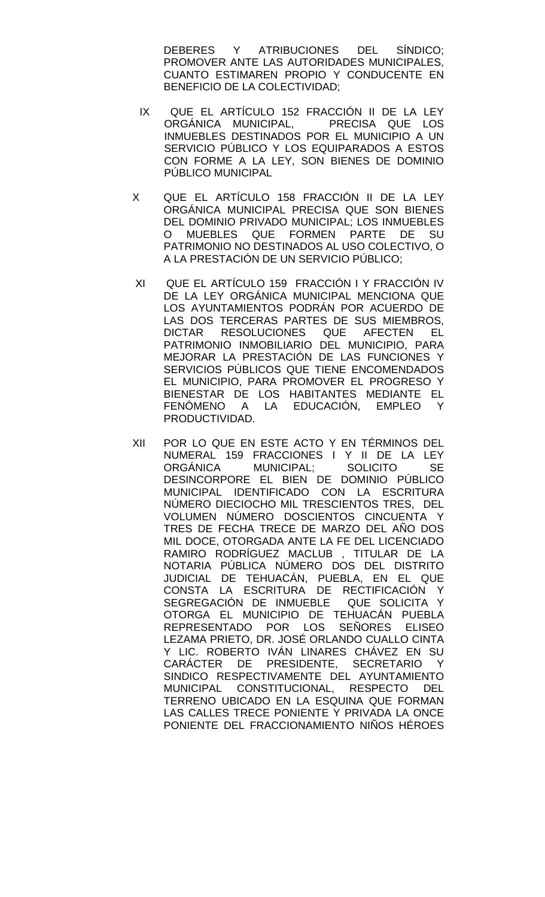DEBERES Y ATRIBUCIONES DEL SÍNDICO; PROMOVER ANTE LAS AUTORIDADES MUNICIPALES, CUANTO ESTIMAREN PROPIO Y CONDUCENTE EN BENEFICIO DE LA COLECTIVIDAD;

IX QUE EL ARTÍCULO 152 FRACCIÓN II DE LA LEY ORGÁNICA MUNICIPAL, PRECISA QUE LOS INMUEBLES DESTINADOS POR EL MUNICIPIO A UN SERVICIO PÚBLICO Y LOS EQUIPARADOS A ESTOS CON FORME A LA LEY, SON BIENES DE DOMINIO PÚBLICO MUNICIPAL

X QUE EL ARTÍCULO 158 FRACCIÓN II DE LA LEY ORGÁNICA MUNICIPAL PRECISA QUE SON BIENES DEL DOMINIO PRIVADO MUNICIPAL; LOS INMUEBLES O MUEBLES QUE FORMEN PARTE DE SU PATRIMONIO NO DESTINADOS AL USO COLECTIVO, O A LA PRESTACIÓN DE UN SERVICIO PÚBLICO;

XI QUE EL ARTÍCULO 159 FRACCIÓN I Y FRACCIÓN IV DE LA LEY ORGÁNICA MUNICIPAL MENCIONA QUE LOS AYUNTAMIENTOS PODRÁN POR ACUERDO DE LAS DOS TERCERAS PARTES DE SUS MIEMBROS, DICTAR RESOLUCIONES QUE AFECTEN EL PATRIMONIO INMOBILIARIO DEL MUNICIPIO, PARA MEJORAR LA PRESTACIÓN DE LAS FUNCIONES Y SERVICIOS PÚBLICOS QUE TIENE ENCOMENDADOS EL MUNICIPIO, PARA PROMOVER EL PROGRESO Y BIENESTAR DE LOS HABITANTES MEDIANTE EL FENÓMENO A LA EDUCACIÓN, EMPLEO Y PRODUCTIVIDAD.

XII POR LO QUE EN ESTE ACTO Y EN TÉRMINOS DEL NUMERAL 159 FRACCIONES I Y II DE LA LEY ORGÁNICA MUNICIPAL; SOLICITO SE DESINCORPORE EL BIEN DE DOMINIO PÚBLICO MUNICIPAL IDENTIFICADO CON LA ESCRITURA NÚMERO DIECIOCHO MIL TRESCIENTOS TRES, DEL VOLUMEN NÚMERO DOSCIENTOS CINCUENTA Y TRES DE FECHA TRECE DE MARZO DEL AÑO DOS MIL DOCE, OTORGADA ANTE LA FE DEL LICENCIADO RAMIRO RODRÍGUEZ MACLUB , TITULAR DE LA NOTARIA PÚBLICA NÚMERO DOS DEL DISTRITO JUDICIAL DE TEHUACÁN, PUEBLA, EN EL QUE CONSTA LA ESCRITURA DE RECTIFICACIÓN Y SEGREGACIÓN DE INMUEBLE QUE SOLICITA Y OTORGA EL MUNICIPIO DE TEHUACÁN PUEBLA REPRESENTADO POR LOS SEÑORES ELISEO LEZAMA PRIETO, DR. JOSÉ ORLANDO CUALLO CINTA Y LIC. ROBERTO IVÁN LINARES CHÁVEZ EN SU CARÁCTER DE PRESIDENTE, SECRETARIO Y SINDICO RESPECTIVAMENTE DEL AYUNTAMIENTO MUNICIPAL CONSTITUCIONAL, RESPECTO DEL TERRENO UBICADO EN LA ESQUINA QUE FORMAN LAS CALLES TRECE PONIENTE Y PRIVADA LA ONCE PONIENTE DEL FRACCIONAMIENTO NIÑOS HÉROES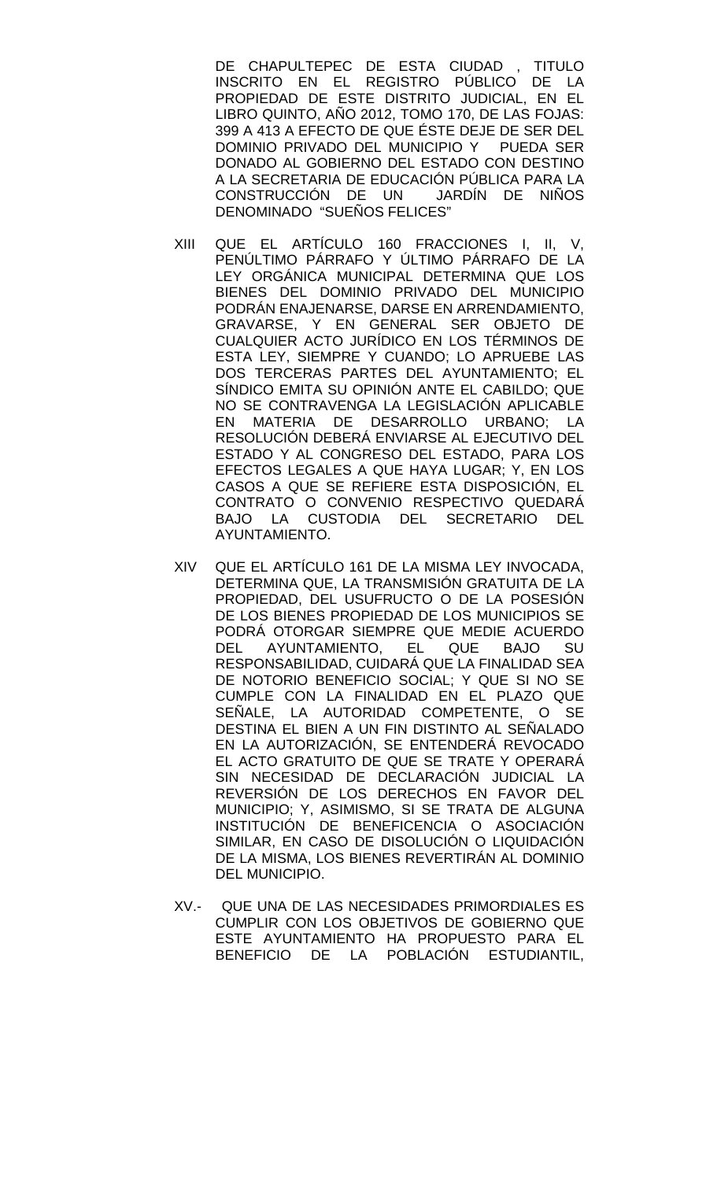DE CHAPULTEPEC DE ESTA CIUDAD , TITULO INSCRITO EN EL REGISTRO PÚBLICO DE LA PROPIEDAD DE ESTE DISTRITO JUDICIAL, EN EL LIBRO QUINTO, AÑO 2012, TOMO 170, DE LAS FOJAS: 399 A 413 A EFECTO DE QUE ÉSTE DEJE DE SER DEL DOMINIO PRIVADO DEL MUNICIPIO Y PUEDA SER DONADO AL GOBIERNO DEL ESTADO CON DESTINO A LA SECRETARIA DE EDUCACIÓN PÚBLICA PARA LA CONSTRUCCIÓN DE UN JARDÍN DE NIÑOS DENOMINADO "SUEÑOS FELICES"

XIII QUE EL ARTÍCULO 160 FRACCIONES I, II, V, PENÚLTIMO PÁRRAFO Y ÚLTIMO PÁRRAFO DE LA LEY ORGÁNICA MUNICIPAL DETERMINA QUE LOS BIENES DEL DOMINIO PRIVADO DEL MUNICIPIO PODRÁN ENAJENARSE, DARSE EN ARRENDAMIENTO, GRAVARSE, Y EN GENERAL SER OBJETO DE CUALQUIER ACTO JURÍDICO EN LOS TÉRMINOS DE ESTA LEY, SIEMPRE Y CUANDO; LO APRUEBE LAS DOS TERCERAS PARTES DEL AYUNTAMIENTO; EL SÍNDICO EMITA SU OPINIÓN ANTE EL CABILDO; QUE NO SE CONTRAVENGA LA LEGISLACIÓN APLICABLE EN MATERIA DE DESARROLLO URBANO; LA RESOLUCIÓN DEBERÁ ENVIARSE AL EJECUTIVO DEL ESTADO Y AL CONGRESO DEL ESTADO, PARA LOS EFECTOS LEGALES A QUE HAYA LUGAR; Y, EN LOS CASOS A QUE SE REFIERE ESTA DISPOSICIÓN, EL CONTRATO O CONVENIO RESPECTIVO QUEDARÁ BAJO LA CUSTODIA DEL SECRETARIO DEL AYUNTAMIENTO.

XIV QUE EL ARTÍCULO 161 DE LA MISMA LEY INVOCADA, DETERMINA QUE, LA TRANSMISIÓN GRATUITA DE LA PROPIEDAD, DEL USUFRUCTO O DE LA POSESIÓN DE LOS BIENES PROPIEDAD DE LOS MUNICIPIOS SE PODRÁ OTORGAR SIEMPRE QUE MEDIE ACUERDO DEL AYUNTAMIENTO, EL QUE BAJO SU RESPONSABILIDAD, CUIDARÁ QUE LA FINALIDAD SEA DE NOTORIO BENEFICIO SOCIAL; Y QUE SI NO SE CUMPLE CON LA FINALIDAD EN EL PLAZO QUE SEÑALE, LA AUTORIDAD COMPETENTE, O SE DESTINA EL BIEN A UN FIN DISTINTO AL SEÑALADO EN LA AUTORIZACIÓN, SE ENTENDERÁ REVOCADO EL ACTO GRATUITO DE QUE SE TRATE Y OPERARÁ SIN NECESIDAD DE DECLARACIÓN JUDICIAL LA REVERSIÓN DE LOS DERECHOS EN FAVOR DEL MUNICIPIO; Y, ASIMISMO, SI SE TRATA DE ALGUNA INSTITUCIÓN DE BENEFICENCIA O ASOCIACIÓN SIMILAR, EN CASO DE DISOLUCIÓN O LIQUIDACIÓN DE LA MISMA, LOS BIENES REVERTIRÁN AL DOMINIO DEL MUNICIPIO.

XV.- QUE UNA DE LAS NECESIDADES PRIMORDIALES ES CUMPLIR CON LOS OBJETIVOS DE GOBIERNO QUE ESTE AYUNTAMIENTO HA PROPUESTO PARA EL BENEFICIO DE LA POBLACIÓN ESTUDIANTIL,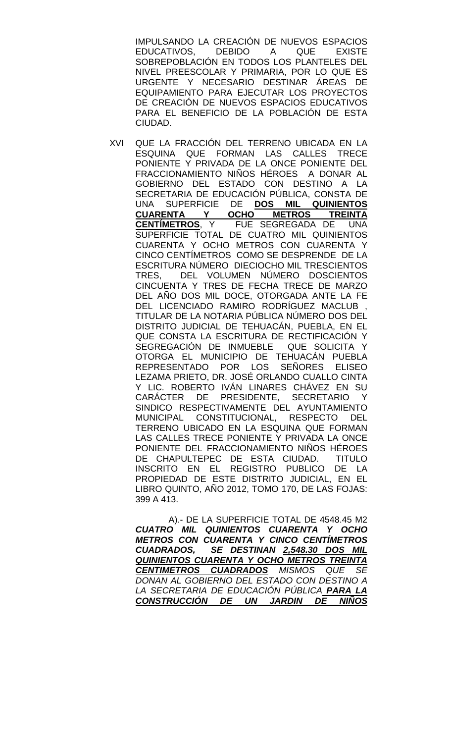IMPULSANDO LA CREACIÓN DE NUEVOS ESPACIOS EDUCATIVOS, DEBIDO A QUE EXISTE SOBREPOBLACIÓN EN TODOS LOS PLANTELES DEL NIVEL PREESCOLAR Y PRIMARIA, POR LO QUE ES URGENTE Y NECESARIO DESTINAR ÁREAS DE EQUIPAMIENTO PARA EJECUTAR LOS PROYECTOS DE CREACIÓN DE NUEVOS ESPACIOS EDUCATIVOS PARA EL BENEFICIO DE LA POBLACIÓN DE ESTA CIUDAD.

XVI QUE LA FRACCIÓN DEL TERRENO UBICADA EN LA ESQUINA QUE FORMAN LAS CALLES TRECE PONIENTE Y PRIVADA DE LA ONCE PONIENTE DEL FRACCIONAMIENTO NIÑOS HÉROES A DONAR AL GOBIERNO DEL ESTADO CON DESTINO A LA SECRETARIA DE EDUCACIÓN PÚBLICA, CONSTA DE UNA SUPERFICIE DE **DOS MIL QUINIENTOS CUARENTA Y OCHO METROS TREINTA CENTÍMETROS**, Y FUE SEGREGADA DE UNA SUPERFICIE TOTAL DE CUATRO MIL QUINIENTOS CUARENTA Y OCHO METROS CON CUARENTA Y CINCO CENTÍMETROS COMO SE DESPRENDE DE LA ESCRITURA NÚMERO DIECIOCHO MIL TRESCIENTOS TRES, DEL VOLUMEN NÚMERO DOSCIENTOS CINCUENTA Y TRES DE FECHA TRECE DE MARZO DEL AÑO DOS MIL DOCE, OTORGADA ANTE LA FE DEL LICENCIADO RAMIRO RODRÍGUEZ MACLUB , TITULAR DE LA NOTARIA PÚBLICA NÚMERO DOS DEL DISTRITO JUDICIAL DE TEHUACÁN, PUEBLA, EN EL QUE CONSTA LA ESCRITURA DE RECTIFICACIÓN Y SEGREGACIÓN DE INMUEBLE QUE SOLICITA Y OTORGA EL MUNICIPIO DE TEHUACÁN PUEBLA REPRESENTADO POR LOS SEÑORES ELISEO LEZAMA PRIETO, DR. JOSÉ ORLANDO CUALLO CINTA Y LIC. ROBERTO IVÁN LINARES CHÁVEZ EN SU CARÁCTER DE PRESIDENTE, SECRETARIO Y SINDICO RESPECTIVAMENTE DEL AYUNTAMIENTO MUNICIPAL CONSTITUCIONAL, RESPECTO DEL TERRENO UBICADO EN LA ESQUINA QUE FORMAN LAS CALLES TRECE PONIENTE Y PRIVADA LA ONCE PONIENTE DEL FRACCIONAMIENTO NIÑOS HÉROES DE CHAPULTEPEC DE ESTA CIUDAD. TITULO INSCRITO EN EL REGISTRO PUBLICO DE LA PROPIEDAD DE ESTE DISTRITO JUDICIAL, EN EL LIBRO QUINTO, AÑO 2012, TOMO 170, DE LAS FOJAS: 399 A 413.

A).- DE LA SUPERFICIE TOTAL DE 4548.45 M2 ***CUATRO MIL QUINIENTOS CUARENTA Y OCHO METROS CON CUARENTA Y CINCO CENTÍMETROS CUADRADOS, SE DESTINAN 2,548.30 DOS MIL QUINIENTOS CUARENTA Y OCHO METROS TREINTA CENTIMETROS CUADRADOS*** *MISMOS QUE SE DONAN AL GOBIERNO DEL ESTADO CON DESTINO A LA SECRETARIA DE EDUCACIÓN PÚBLICA* ***PARA LA CONSTRUCCIÓN DE UN JARDIN DE NIÑOS***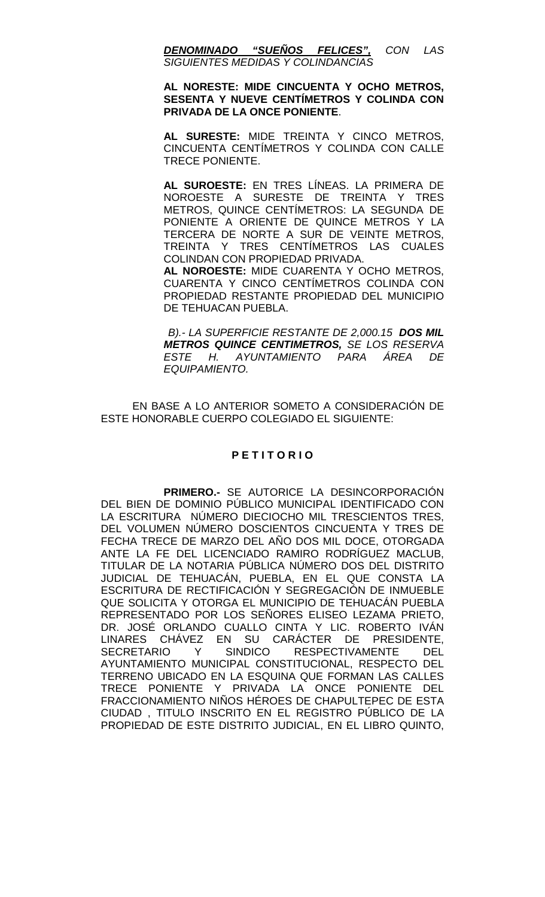***DENOMINADO "SUEÑOS FELICES",*** *CON LAS SIGUIENTES MEDIDAS Y COLINDANCIAS*

**AL NORESTE: MIDE CINCUENTA Y OCHO METROS, SESENTA Y NUEVE CENTÍMETROS Y COLINDA CON PRIVADA DE LA ONCE PONIENTE**.

**AL SURESTE:** MIDE TREINTA Y CINCO METROS, CINCUENTA CENTÍMETROS Y COLINDA CON CALLE TRECE PONIENTE.

**AL SUROESTE:** EN TRES LÍNEAS. LA PRIMERA DE NOROESTE A SURESTE DE TREINTA Y TRES METROS, QUINCE CENTÍMETROS: LA SEGUNDA DE PONIENTE A ORIENTE DE QUINCE METROS Y LA TERCERA DE NORTE A SUR DE VEINTE METROS, TREINTA Y TRES CENTÍMETROS LAS CUALES COLINDAN CON PROPIEDAD PRIVADA.

**AL NOROESTE:** MIDE CUARENTA Y OCHO METROS, CUARENTA Y CINCO CENTÍMETROS COLINDA CON PROPIEDAD RESTANTE PROPIEDAD DEL MUNICIPIO DE TEHUACAN PUEBLA.

*B).- LA SUPERFICIE RESTANTE DE 2,000.15* ***DOS MIL METROS QUINCE CENTIMETROS,*** *SE LOS RESERVA ESTE H. AYUNTAMIENTO PARA ÁREA DE EQUIPAMIENTO.*

EN BASE A LO ANTERIOR SOMETO A CONSIDERACIÓN DE ESTE HONORABLE CUERPO COLEGIADO EL SIGUIENTE:

**P E T I T O R I O**

**PRIMERO.-** SE AUTORICE LA DESINCORPORACIÓN DEL BIEN DE DOMINIO PÚBLICO MUNICIPAL IDENTIFICADO CON LA ESCRITURA NÚMERO DIECIOCHO MIL TRESCIENTOS TRES, DEL VOLUMEN NÚMERO DOSCIENTOS CINCUENTA Y TRES DE FECHA TRECE DE MARZO DEL AÑO DOS MIL DOCE, OTORGADA ANTE LA FE DEL LICENCIADO RAMIRO RODRÍGUEZ MACLUB, TITULAR DE LA NOTARIA PÚBLICA NÚMERO DOS DEL DISTRITO JUDICIAL DE TEHUACÁN, PUEBLA, EN EL QUE CONSTA LA ESCRITURA DE RECTIFICACIÓN Y SEGREGACIÓN DE INMUEBLE QUE SOLICITA Y OTORGA EL MUNICIPIO DE TEHUACÁN PUEBLA REPRESENTADO POR LOS SEÑORES ELISEO LEZAMA PRIETO, DR. JOSÉ ORLANDO CUALLO CINTA Y LIC. ROBERTO IVÁN LINARES CHÁVEZ EN SU CARÁCTER DE PRESIDENTE, SECRETARIO Y SINDICO RESPECTIVAMENTE DEL AYUNTAMIENTO MUNICIPAL CONSTITUCIONAL, RESPECTO DEL TERRENO UBICADO EN LA ESQUINA QUE FORMAN LAS CALLES TRECE PONIENTE Y PRIVADA LA ONCE PONIENTE DEL FRACCIONAMIENTO NIÑOS HÉROES DE CHAPULTEPEC DE ESTA CIUDAD , TITULO INSCRITO EN EL REGISTRO PÚBLICO DE LA PROPIEDAD DE ESTE DISTRITO JUDICIAL, EN EL LIBRO QUINTO,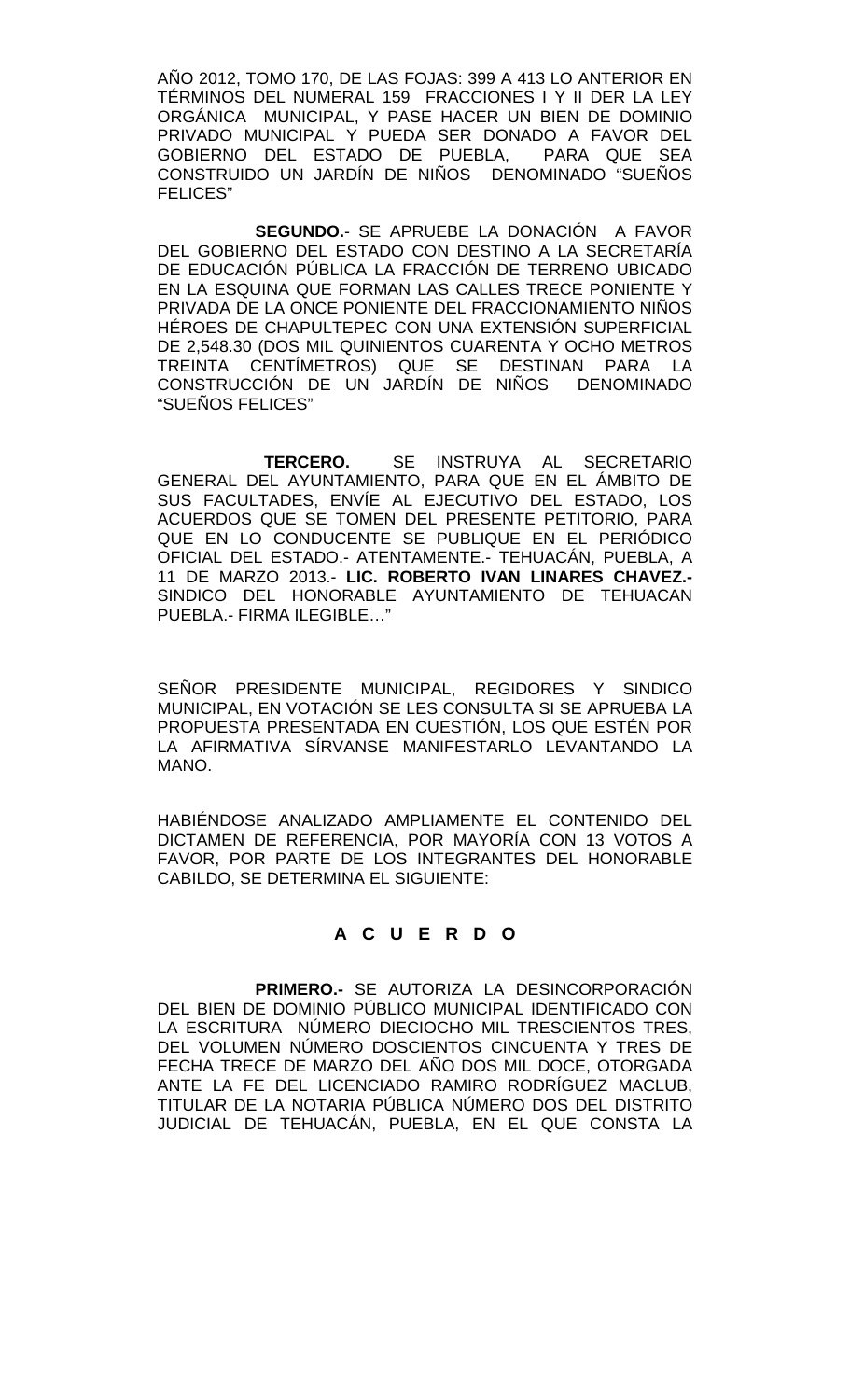AÑO 2012, TOMO 170, DE LAS FOJAS: 399 A 413 LO ANTERIOR EN TÉRMINOS DEL NUMERAL 159 FRACCIONES I Y II DER LA LEY ORGÁNICA MUNICIPAL, Y PASE HACER UN BIEN DE DOMINIO PRIVADO MUNICIPAL Y PUEDA SER DONADO A FAVOR DEL GOBIERNO DEL ESTADO DE PUEBLA, PARA QUE SEA CONSTRUIDO UN JARDÍN DE NIÑOS DENOMINADO "SUEÑOS FELICES"

**SEGUNDO.**- SE APRUEBE LA DONACIÓN A FAVOR DEL GOBIERNO DEL ESTADO CON DESTINO A LA SECRETARÍA DE EDUCACIÓN PÚBLICA LA FRACCIÓN DE TERRENO UBICADO EN LA ESQUINA QUE FORMAN LAS CALLES TRECE PONIENTE Y PRIVADA DE LA ONCE PONIENTE DEL FRACCIONAMIENTO NIÑOS HÉROES DE CHAPULTEPEC CON UNA EXTENSIÓN SUPERFICIAL DE 2,548.30 (DOS MIL QUINIENTOS CUARENTA Y OCHO METROS TREINTA CENTÍMETROS) QUE SE DESTINAN PARA LA CONSTRUCCIÓN DE UN JARDÍN DE NIÑOS DENOMINADO "SUEÑOS FELICES"

**TERCERO.** SE INSTRUYA AL SECRETARIO GENERAL DEL AYUNTAMIENTO, PARA QUE EN EL ÁMBITO DE SUS FACULTADES, ENVÍE AL EJECUTIVO DEL ESTADO, LOS ACUERDOS QUE SE TOMEN DEL PRESENTE PETITORIO, PARA QUE EN LO CONDUCENTE SE PUBLIQUE EN EL PERIÓDICO OFICIAL DEL ESTADO.- ATENTAMENTE.- TEHUACÁN, PUEBLA, A 11 DE MARZO 2013.- **LIC. ROBERTO IVAN LINARES CHAVEZ.-** SINDICO DEL HONORABLE AYUNTAMIENTO DE TEHUACAN PUEBLA.- FIRMA ILEGIBLE…"

SEÑOR PRESIDENTE MUNICIPAL, REGIDORES Y SINDICO MUNICIPAL, EN VOTACIÓN SE LES CONSULTA SI SE APRUEBA LA PROPUESTA PRESENTADA EN CUESTIÓN, LOS QUE ESTÉN POR LA AFIRMATIVA SÍRVANSE MANIFESTARLO LEVANTANDO LA MANO.

HABIÉNDOSE ANALIZADO AMPLIAMENTE EL CONTENIDO DEL DICTAMEN DE REFERENCIA, POR MAYORÍA CON 13 VOTOS A FAVOR, POR PARTE DE LOS INTEGRANTES DEL HONORABLE CABILDO, SE DETERMINA EL SIGUIENTE:

**A C U E R D O**

**PRIMERO.-** SE AUTORIZA LA DESINCORPORACIÓN DEL BIEN DE DOMINIO PÚBLICO MUNICIPAL IDENTIFICADO CON LA ESCRITURA NÚMERO DIECIOCHO MIL TRESCIENTOS TRES, DEL VOLUMEN NÚMERO DOSCIENTOS CINCUENTA Y TRES DE FECHA TRECE DE MARZO DEL AÑO DOS MIL DOCE, OTORGADA ANTE LA FE DEL LICENCIADO RAMIRO RODRÍGUEZ MACLUB, TITULAR DE LA NOTARIA PÚBLICA NÚMERO DOS DEL DISTRITO JUDICIAL DE TEHUACÁN, PUEBLA, EN EL QUE CONSTA LA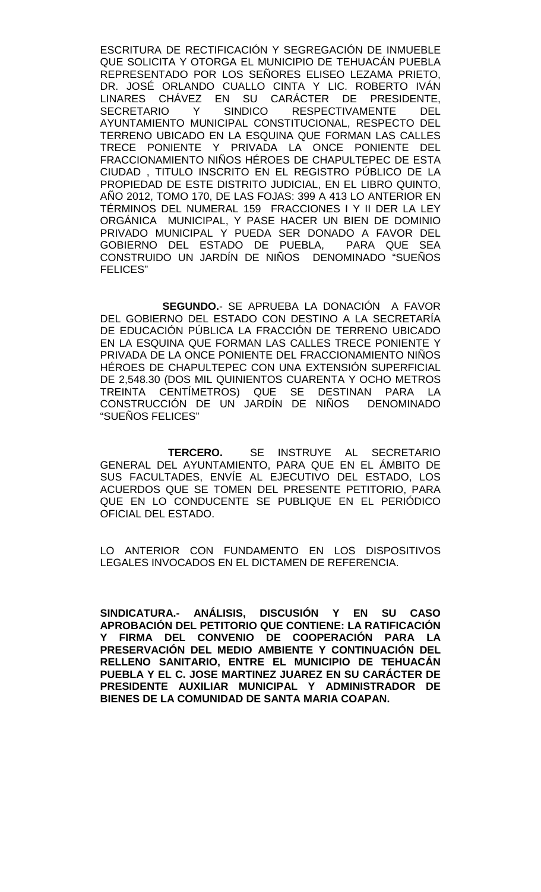ESCRITURA DE RECTIFICACIÓN Y SEGREGACIÓN DE INMUEBLE QUE SOLICITA Y OTORGA EL MUNICIPIO DE TEHUACÁN PUEBLA REPRESENTADO POR LOS SEÑORES ELISEO LEZAMA PRIETO, DR. JOSÉ ORLANDO CUALLO CINTA Y LIC. ROBERTO IVÁN LINARES CHÁVEZ EN SU CARÁCTER DE PRESIDENTE, SECRETARIO Y SINDICO RESPECTIVAMENTE DEL AYUNTAMIENTO MUNICIPAL CONSTITUCIONAL, RESPECTO DEL TERRENO UBICADO EN LA ESQUINA QUE FORMAN LAS CALLES TRECE PONIENTE Y PRIVADA LA ONCE PONIENTE DEL FRACCIONAMIENTO NIÑOS HÉROES DE CHAPULTEPEC DE ESTA CIUDAD , TITULO INSCRITO EN EL REGISTRO PÚBLICO DE LA PROPIEDAD DE ESTE DISTRITO JUDICIAL, EN EL LIBRO QUINTO, AÑO 2012, TOMO 170, DE LAS FOJAS: 399 A 413 LO ANTERIOR EN TÉRMINOS DEL NUMERAL 159 FRACCIONES I Y II DER LA LEY ORGÁNICA MUNICIPAL, Y PASE HACER UN BIEN DE DOMINIO PRIVADO MUNICIPAL Y PUEDA SER DONADO A FAVOR DEL GOBIERNO DEL ESTADO DE PUEBLA, PARA QUE SEA CONSTRUIDO UN JARDÍN DE NIÑOS DENOMINADO "SUEÑOS FELICES"

**SEGUNDO.**- SE APRUEBA LA DONACIÓN A FAVOR DEL GOBIERNO DEL ESTADO CON DESTINO A LA SECRETARÍA DE EDUCACIÓN PÚBLICA LA FRACCIÓN DE TERRENO UBICADO EN LA ESQUINA QUE FORMAN LAS CALLES TRECE PONIENTE Y PRIVADA DE LA ONCE PONIENTE DEL FRACCIONAMIENTO NIÑOS HÉROES DE CHAPULTEPEC CON UNA EXTENSIÓN SUPERFICIAL DE 2,548.30 (DOS MIL QUINIENTOS CUARENTA Y OCHO METROS TREINTA CENTÍMETROS) QUE SE DESTINAN PARA LA CONSTRUCCIÓN DE UN JARDÍN DE NIÑOS DENOMINADO "SUEÑOS FELICES"

**TERCERO.** SE INSTRUYE AL SECRETARIO GENERAL DEL AYUNTAMIENTO, PARA QUE EN EL ÁMBITO DE SUS FACULTADES, ENVÍE AL EJECUTIVO DEL ESTADO, LOS ACUERDOS QUE SE TOMEN DEL PRESENTE PETITORIO, PARA QUE EN LO CONDUCENTE SE PUBLIQUE EN EL PERIÓDICO OFICIAL DEL ESTADO.

LO ANTERIOR CON FUNDAMENTO EN LOS DISPOSITIVOS LEGALES INVOCADOS EN EL DICTAMEN DE REFERENCIA.

**SINDICATURA.- ANÁLISIS, DISCUSIÓN Y EN SU CASO APROBACIÓN DEL PETITORIO QUE CONTIENE: LA RATIFICACIÓN Y FIRMA DEL CONVENIO DE COOPERACIÓN PARA LA PRESERVACIÓN DEL MEDIO AMBIENTE Y CONTINUACIÓN DEL RELLENO SANITARIO, ENTRE EL MUNICIPIO DE TEHUACÁN PUEBLA Y EL C. JOSE MARTINEZ JUAREZ EN SU CARÁCTER DE PRESIDENTE AUXILIAR MUNICIPAL Y ADMINISTRADOR DE BIENES DE LA COMUNIDAD DE SANTA MARIA COAPAN.**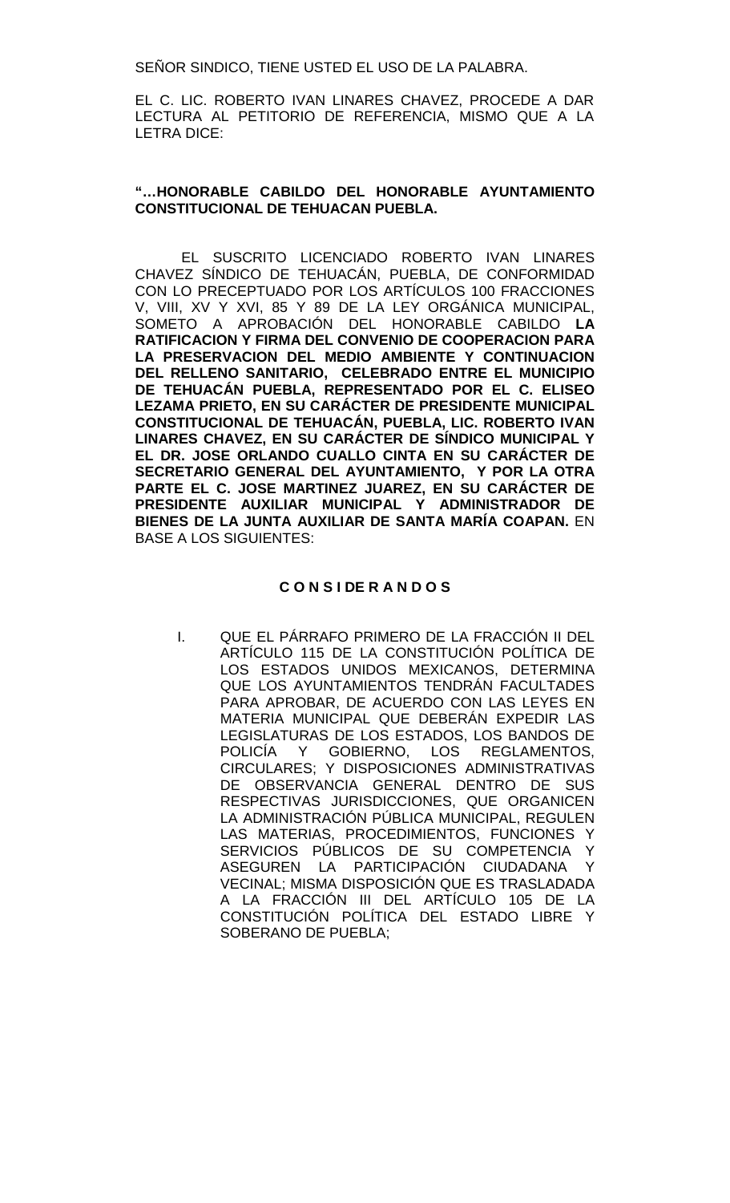SEÑOR SINDICO, TIENE USTED EL USO DE LA PALABRA.

EL C. LIC. ROBERTO IVAN LINARES CHAVEZ, PROCEDE A DAR LECTURA AL PETITORIO DE REFERENCIA, MISMO QUE A LA LETRA DICE:

**"…HONORABLE CABILDO DEL HONORABLE AYUNTAMIENTO CONSTITUCIONAL DE TEHUACAN PUEBLA.**

EL SUSCRITO LICENCIADO ROBERTO IVAN LINARES CHAVEZ SÍNDICO DE TEHUACÁN, PUEBLA, DE CONFORMIDAD CON LO PRECEPTUADO POR LOS ARTÍCULOS 100 FRACCIONES V, VIII, XV Y XVI, 85 Y 89 DE LA LEY ORGÁNICA MUNICIPAL, SOMETO A APROBACIÓN DEL HONORABLE CABILDO **LA RATIFICACION Y FIRMA DEL CONVENIO DE COOPERACION PARA LA PRESERVACION DEL MEDIO AMBIENTE Y CONTINUACION DEL RELLENO SANITARIO, CELEBRADO ENTRE EL MUNICIPIO DE TEHUACÁN PUEBLA, REPRESENTADO POR EL C. ELISEO LEZAMA PRIETO, EN SU CARÁCTER DE PRESIDENTE MUNICIPAL CONSTITUCIONAL DE TEHUACÁN, PUEBLA, LIC. ROBERTO IVAN LINARES CHAVEZ, EN SU CARÁCTER DE SÍNDICO MUNICIPAL Y EL DR. JOSE ORLANDO CUALLO CINTA EN SU CARÁCTER DE SECRETARIO GENERAL DEL AYUNTAMIENTO, Y POR LA OTRA PARTE EL C. JOSE MARTINEZ JUAREZ, EN SU CARÁCTER DE PRESIDENTE AUXILIAR MUNICIPAL Y ADMINISTRADOR DE BIENES DE LA JUNTA AUXILIAR DE SANTA MARÍA COAPAN.** EN BASE A LOS SIGUIENTES:

**C O N S I DE R A N D O S**

I. QUE EL PÁRRAFO PRIMERO DE LA FRACCIÓN II DEL ARTÍCULO 115 DE LA CONSTITUCIÓN POLÍTICA DE LOS ESTADOS UNIDOS MEXICANOS, DETERMINA QUE LOS AYUNTAMIENTOS TENDRÁN FACULTADES PARA APROBAR, DE ACUERDO CON LAS LEYES EN MATERIA MUNICIPAL QUE DEBERÁN EXPEDIR LAS LEGISLATURAS DE LOS ESTADOS, LOS BANDOS DE POLICÍA Y GOBIERNO, LOS REGLAMENTOS, CIRCULARES; Y DISPOSICIONES ADMINISTRATIVAS DE OBSERVANCIA GENERAL DENTRO DE SUS RESPECTIVAS JURISDICCIONES, QUE ORGANICEN LA ADMINISTRACIÓN PÚBLICA MUNICIPAL, REGULEN LAS MATERIAS, PROCEDIMIENTOS, FUNCIONES Y SERVICIOS PÚBLICOS DE SU COMPETENCIA Y ASEGUREN LA PARTICIPACIÓN CIUDADANA Y VECINAL; MISMA DISPOSICIÓN QUE ES TRASLADADA A LA FRACCIÓN III DEL ARTÍCULO 105 DE LA CONSTITUCIÓN POLÍTICA DEL ESTADO LIBRE Y SOBERANO DE PUEBLA;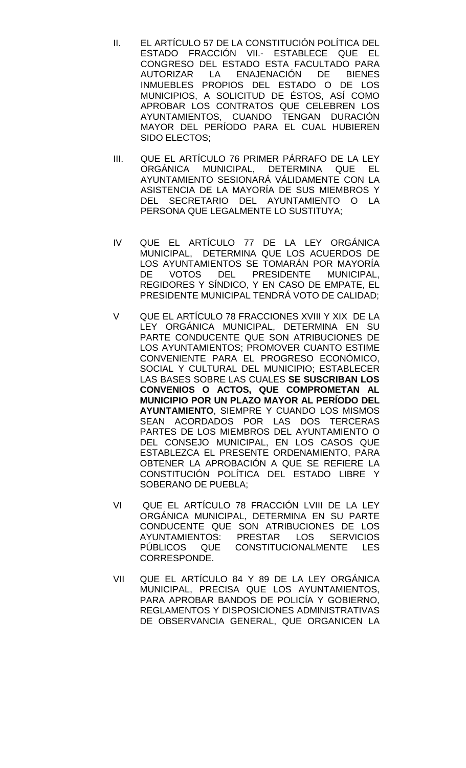II. EL ARTÍCULO 57 DE LA CONSTITUCIÓN POLÍTICA DEL ESTADO FRACCIÓN VII.- ESTABLECE QUE EL CONGRESO DEL ESTADO ESTA FACULTADO PARA AUTORIZAR LA ENAJENACIÓN DE BIENES INMUEBLES PROPIOS DEL ESTADO O DE LOS MUNICIPIOS, A SOLICITUD DE ÉSTOS, ASÍ COMO APROBAR LOS CONTRATOS QUE CELEBREN LOS AYUNTAMIENTOS, CUANDO TENGAN DURACIÓN MAYOR DEL PERÍODO PARA EL CUAL HUBIEREN SIDO ELECTOS;

III. QUE EL ARTÍCULO 76 PRIMER PÁRRAFO DE LA LEY ORGÁNICA MUNICIPAL, DETERMINA QUE EL AYUNTAMIENTO SESIONARÁ VÁLIDAMENTE CON LA ASISTENCIA DE LA MAYORÍA DE SUS MIEMBROS Y DEL SECRETARIO DEL AYUNTAMIENTO O LA PERSONA QUE LEGALMENTE LO SUSTITUYA;

IV QUE EL ARTÍCULO 77 DE LA LEY ORGÁNICA MUNICIPAL, DETERMINA QUE LOS ACUERDOS DE LOS AYUNTAMIENTOS SE TOMARÁN POR MAYORÍA DE VOTOS DEL PRESIDENTE MUNICIPAL, REGIDORES Y SÍNDICO, Y EN CASO DE EMPATE, EL PRESIDENTE MUNICIPAL TENDRÁ VOTO DE CALIDAD;

V QUE EL ARTÍCULO 78 FRACCIONES XVIII Y XIX DE LA LEY ORGÁNICA MUNICIPAL, DETERMINA EN SU PARTE CONDUCENTE QUE SON ATRIBUCIONES DE LOS AYUNTAMIENTOS; PROMOVER CUANTO ESTIME CONVENIENTE PARA EL PROGRESO ECONÓMICO, SOCIAL Y CULTURAL DEL MUNICIPIO; ESTABLECER LAS BASES SOBRE LAS CUALES **SE SUSCRIBAN LOS CONVENIOS O ACTOS, QUE COMPROMETAN AL MUNICIPIO POR UN PLAZO MAYOR AL PERÍODO DEL AYUNTAMIENTO**, SIEMPRE Y CUANDO LOS MISMOS SEAN ACORDADOS POR LAS DOS TERCERAS PARTES DE LOS MIEMBROS DEL AYUNTAMIENTO O DEL CONSEJO MUNICIPAL, EN LOS CASOS QUE ESTABLEZCA EL PRESENTE ORDENAMIENTO, PARA OBTENER LA APROBACIÓN A QUE SE REFIERE LA CONSTITUCIÓN POLÍTICA DEL ESTADO LIBRE Y SOBERANO DE PUEBLA;

VI QUE EL ARTÍCULO 78 FRACCIÓN LVIII DE LA LEY ORGÁNICA MUNICIPAL, DETERMINA EN SU PARTE CONDUCENTE QUE SON ATRIBUCIONES DE LOS AYUNTAMIENTOS: PRESTAR LOS SERVICIOS PÚBLICOS QUE CONSTITUCIONALMENTE LES CORRESPONDE.

VII QUE EL ARTÍCULO 84 Y 89 DE LA LEY ORGÁNICA MUNICIPAL, PRECISA QUE LOS AYUNTAMIENTOS, PARA APROBAR BANDOS DE POLICÍA Y GOBIERNO, REGLAMENTOS Y DISPOSICIONES ADMINISTRATIVAS DE OBSERVANCIA GENERAL, QUE ORGANICEN LA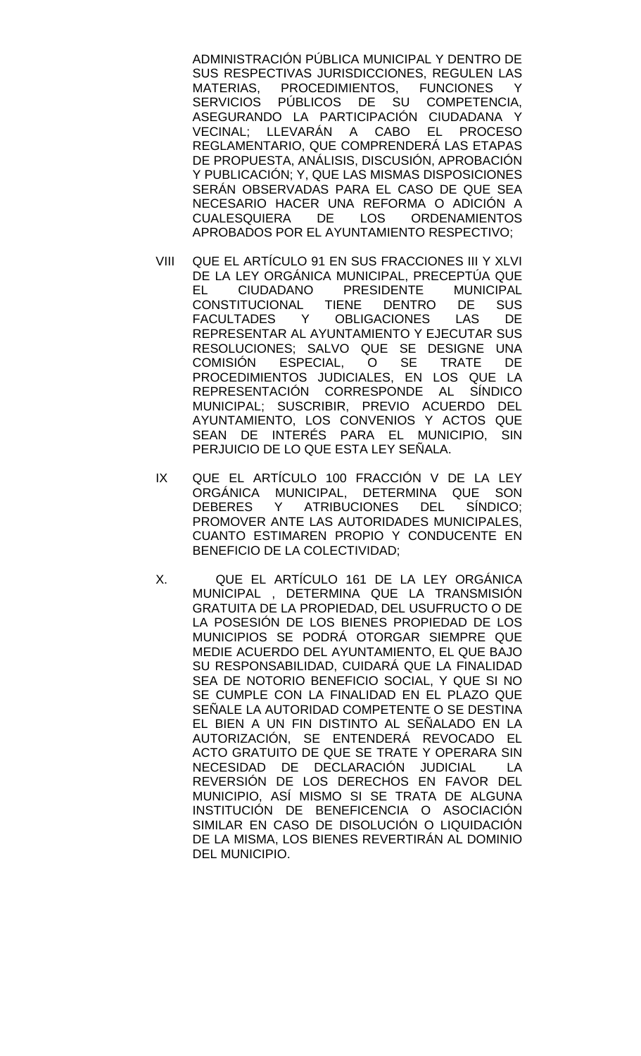ADMINISTRACIÓN PÚBLICA MUNICIPAL Y DENTRO DE SUS RESPECTIVAS JURISDICCIONES, REGULEN LAS MATERIAS, PROCEDIMIENTOS, FUNCIONES Y SERVICIOS PÚBLICOS DE SU COMPETENCIA, ASEGURANDO LA PARTICIPACIÓN CIUDADANA Y VECINAL; LLEVARÁN A CABO EL PROCESO REGLAMENTARIO, QUE COMPRENDERÁ LAS ETAPAS DE PROPUESTA, ANÁLISIS, DISCUSIÓN, APROBACIÓN Y PUBLICACIÓN; Y, QUE LAS MISMAS DISPOSICIONES SERÁN OBSERVADAS PARA EL CASO DE QUE SEA NECESARIO HACER UNA REFORMA O ADICIÓN A CUALESQUIERA DE LOS ORDENAMIENTOS APROBADOS POR EL AYUNTAMIENTO RESPECTIVO;

VIII QUE EL ARTÍCULO 91 EN SUS FRACCIONES III Y XLVI DE LA LEY ORGÁNICA MUNICIPAL, PRECEPTÚA QUE EL CIUDADANO PRESIDENTE MUNICIPAL CONSTITUCIONAL TIENE DENTRO DE SUS FACULTADES Y OBLIGACIONES LAS DE REPRESENTAR AL AYUNTAMIENTO Y EJECUTAR SUS RESOLUCIONES; SALVO QUE SE DESIGNE UNA COMISIÓN ESPECIAL, O SE TRATE DE PROCEDIMIENTOS JUDICIALES, EN LOS QUE LA REPRESENTACIÓN CORRESPONDE AL SÍNDICO MUNICIPAL; SUSCRIBIR, PREVIO ACUERDO DEL AYUNTAMIENTO, LOS CONVENIOS Y ACTOS QUE SEAN DE INTERÉS PARA EL MUNICIPIO, SIN PERJUICIO DE LO QUE ESTA LEY SEÑALA.

IX QUE EL ARTÍCULO 100 FRACCIÓN V DE LA LEY ORGÁNICA MUNICIPAL, DETERMINA QUE SON DEBERES Y ATRIBUCIONES DEL SÍNDICO; PROMOVER ANTE LAS AUTORIDADES MUNICIPALES, CUANTO ESTIMAREN PROPIO Y CONDUCENTE EN BENEFICIO DE LA COLECTIVIDAD;

X. QUE EL ARTÍCULO 161 DE LA LEY ORGÁNICA MUNICIPAL , DETERMINA QUE LA TRANSMISIÓN GRATUITA DE LA PROPIEDAD, DEL USUFRUCTO O DE LA POSESIÓN DE LOS BIENES PROPIEDAD DE LOS MUNICIPIOS SE PODRÁ OTORGAR SIEMPRE QUE MEDIE ACUERDO DEL AYUNTAMIENTO, EL QUE BAJO SU RESPONSABILIDAD, CUIDARÁ QUE LA FINALIDAD SEA DE NOTORIO BENEFICIO SOCIAL, Y QUE SI NO SE CUMPLE CON LA FINALIDAD EN EL PLAZO QUE SEÑALE LA AUTORIDAD COMPETENTE O SE DESTINA EL BIEN A UN FIN DISTINTO AL SEÑALADO EN LA AUTORIZACIÓN, SE ENTENDERÁ REVOCADO EL ACTO GRATUITO DE QUE SE TRATE Y OPERARA SIN NECESIDAD DE DECLARACIÓN JUDICIAL LA REVERSIÓN DE LOS DERECHOS EN FAVOR DEL MUNICIPIO, ASÍ MISMO SI SE TRATA DE ALGUNA INSTITUCIÓN DE BENEFICENCIA O ASOCIACIÓN SIMILAR EN CASO DE DISOLUCIÓN O LIQUIDACIÓN DE LA MISMA, LOS BIENES REVERTIRÁN AL DOMINIO DEL MUNICIPIO.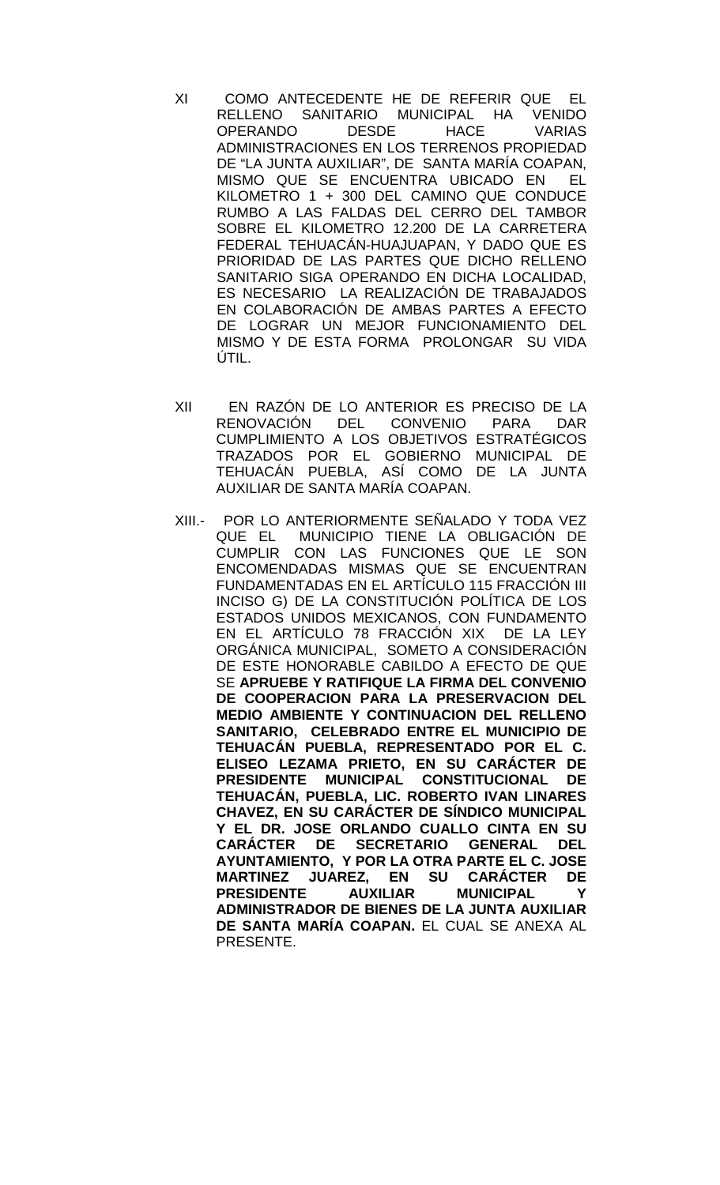XI COMO ANTECEDENTE HE DE REFERIR QUE EL RELLENO SANITARIO MUNICIPAL HA VENIDO OPERANDO DESDE HACE VARIAS ADMINISTRACIONES EN LOS TERRENOS PROPIEDAD DE "LA JUNTA AUXILIAR", DE SANTA MARÍA COAPAN, MISMO QUE SE ENCUENTRA UBICADO EN EL KILOMETRO 1 + 300 DEL CAMINO QUE CONDUCE RUMBO A LAS FALDAS DEL CERRO DEL TAMBOR SOBRE EL KILOMETRO 12.200 DE LA CARRETERA FEDERAL TEHUACÁN-HUAJUAPAN, Y DADO QUE ES PRIORIDAD DE LAS PARTES QUE DICHO RELLENO SANITARIO SIGA OPERANDO EN DICHA LOCALIDAD, ES NECESARIO LA REALIZACIÓN DE TRABAJADOS EN COLABORACIÓN DE AMBAS PARTES A EFECTO DE LOGRAR UN MEJOR FUNCIONAMIENTO DEL MISMO Y DE ESTA FORMA PROLONGAR SU VIDA ÚTIL.

XII EN RAZÓN DE LO ANTERIOR ES PRECISO DE LA RENOVACIÓN DEL CONVENIO PARA DAR CUMPLIMIENTO A LOS OBJETIVOS ESTRATÉGICOS TRAZADOS POR EL GOBIERNO MUNICIPAL DE TEHUACÁN PUEBLA, ASÍ COMO DE LA JUNTA AUXILIAR DE SANTA MARÍA COAPAN.

XIII.- POR LO ANTERIORMENTE SEÑALADO Y TODA VEZ QUE EL MUNICIPIO TIENE LA OBLIGACIÓN DE CUMPLIR CON LAS FUNCIONES QUE LE SON ENCOMENDADAS MISMAS QUE SE ENCUENTRAN FUNDAMENTADAS EN EL ARTÍCULO 115 FRACCIÓN III INCISO G) DE LA CONSTITUCIÓN POLÍTICA DE LOS ESTADOS UNIDOS MEXICANOS, CON FUNDAMENTO EN EL ARTÍCULO 78 FRACCIÓN XIX DE LA LEY ORGÁNICA MUNICIPAL, SOMETO A CONSIDERACIÓN DE ESTE HONORABLE CABILDO A EFECTO DE QUE SE **APRUEBE Y RATIFIQUE LA FIRMA DEL CONVENIO DE COOPERACION PARA LA PRESERVACION DEL MEDIO AMBIENTE Y CONTINUACION DEL RELLENO SANITARIO, CELEBRADO ENTRE EL MUNICIPIO DE TEHUACÁN PUEBLA, REPRESENTADO POR EL C. ELISEO LEZAMA PRIETO, EN SU CARÁCTER DE PRESIDENTE MUNICIPAL CONSTITUCIONAL DE TEHUACÁN, PUEBLA, LIC. ROBERTO IVAN LINARES CHAVEZ, EN SU CARÁCTER DE SÍNDICO MUNICIPAL Y EL DR. JOSE ORLANDO CUALLO CINTA EN SU CARÁCTER DE SECRETARIO GENERAL DEL AYUNTAMIENTO, Y POR LA OTRA PARTE EL C. JOSE MARTINEZ JUAREZ, EN SU CARÁCTER DE PRESIDENTE AUXILIAR MUNICIPAL Y ADMINISTRADOR DE BIENES DE LA JUNTA AUXILIAR DE SANTA MARÍA COAPAN.** EL CUAL SE ANEXA AL PRESENTE.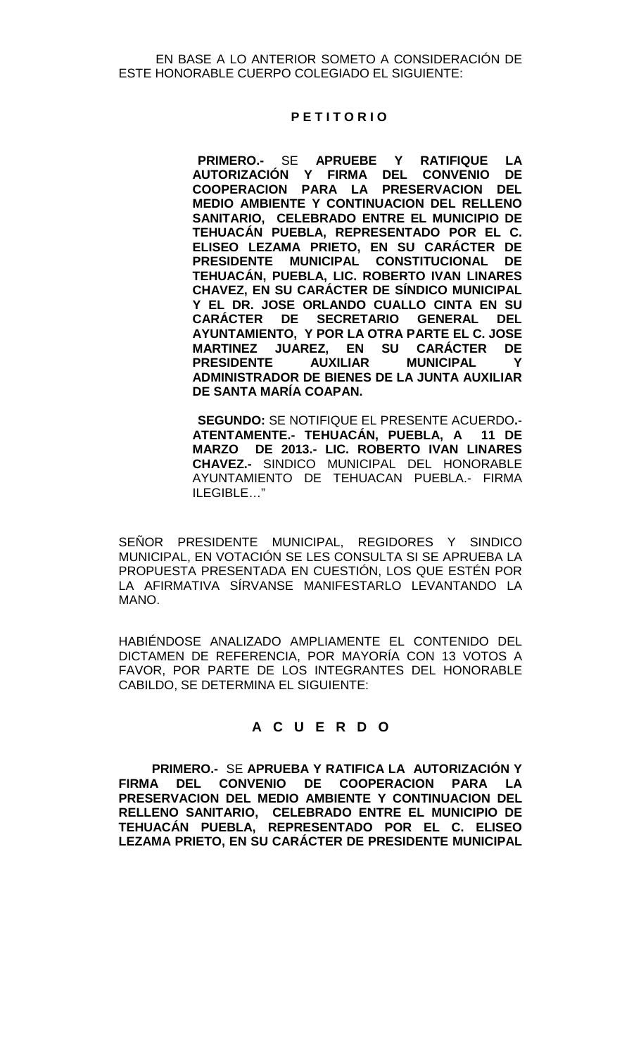EN BASE A LO ANTERIOR SOMETO A CONSIDERACIÓN DE ESTE HONORABLE CUERPO COLEGIADO EL SIGUIENTE:

**P E T I T O R I O**

**PRIMERO.-** SE **APRUEBE Y RATIFIQUE LA AUTORIZACIÓN Y FIRMA DEL CONVENIO DE COOPERACION PARA LA PRESERVACION DEL MEDIO AMBIENTE Y CONTINUACION DEL RELLENO SANITARIO, CELEBRADO ENTRE EL MUNICIPIO DE TEHUACÁN PUEBLA, REPRESENTADO POR EL C. ELISEO LEZAMA PRIETO, EN SU CARÁCTER DE PRESIDENTE MUNICIPAL CONSTITUCIONAL DE TEHUACÁN, PUEBLA, LIC. ROBERTO IVAN LINARES CHAVEZ, EN SU CARÁCTER DE SÍNDICO MUNICIPAL Y EL DR. JOSE ORLANDO CUALLO CINTA EN SU CARÁCTER DE SECRETARIO GENERAL DEL AYUNTAMIENTO, Y POR LA OTRA PARTE EL C. JOSE MARTINEZ JUAREZ, EN SU CARÁCTER DE PRESIDENTE AUXILIAR MUNICIPAL Y ADMINISTRADOR DE BIENES DE LA JUNTA AUXILIAR DE SANTA MARÍA COAPAN.**

**SEGUNDO:** SE NOTIFIQUE EL PRESENTE ACUERDO**.- ATENTAMENTE.- TEHUACÁN, PUEBLA, A 11 DE MARZO DE 2013.- LIC. ROBERTO IVAN LINARES CHAVEZ.-** SINDICO MUNICIPAL DEL HONORABLE AYUNTAMIENTO DE TEHUACAN PUEBLA.- FIRMA ILEGIBLE…"

SEÑOR PRESIDENTE MUNICIPAL, REGIDORES Y SINDICO MUNICIPAL, EN VOTACIÓN SE LES CONSULTA SI SE APRUEBA LA PROPUESTA PRESENTADA EN CUESTIÓN, LOS QUE ESTÉN POR LA AFIRMATIVA SÍRVANSE MANIFESTARLO LEVANTANDO LA MANO.

HABIÉNDOSE ANALIZADO AMPLIAMENTE EL CONTENIDO DEL DICTAMEN DE REFERENCIA, POR MAYORÍA CON 13 VOTOS A FAVOR, POR PARTE DE LOS INTEGRANTES DEL HONORABLE CABILDO, SE DETERMINA EL SIGUIENTE:

**A C U E R D O**

**PRIMERO.-** SE **APRUEBA Y RATIFICA LA AUTORIZACIÓN Y FIRMA DEL CONVENIO DE COOPERACION PARA LA PRESERVACION DEL MEDIO AMBIENTE Y CONTINUACION DEL RELLENO SANITARIO, CELEBRADO ENTRE EL MUNICIPIO DE TEHUACÁN PUEBLA, REPRESENTADO POR EL C. ELISEO LEZAMA PRIETO, EN SU CARÁCTER DE PRESIDENTE MUNICIPAL**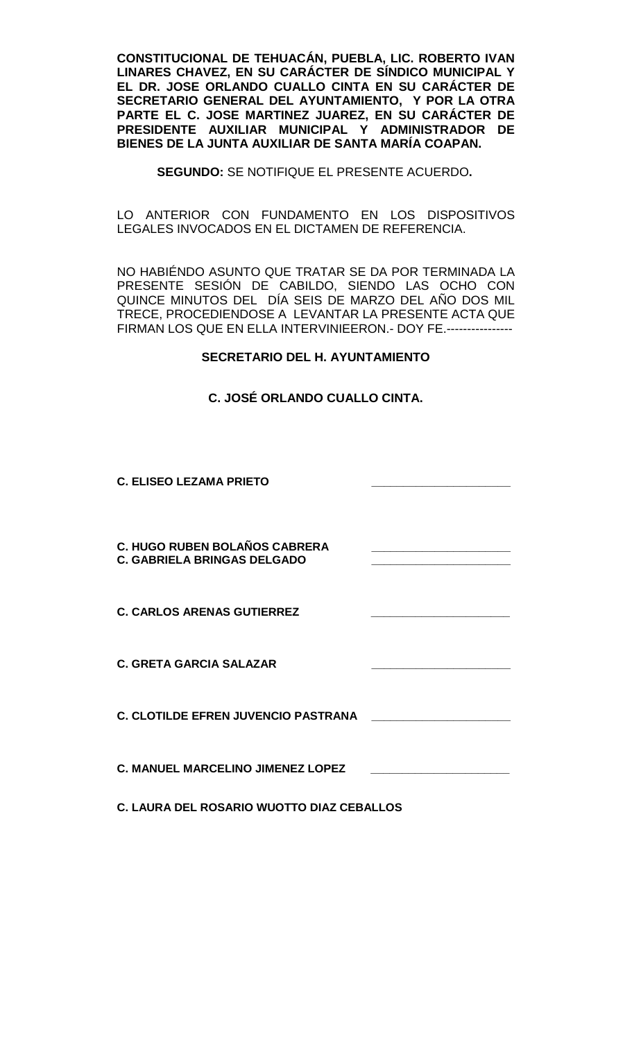**CONSTITUCIONAL DE TEHUACÁN, PUEBLA, LIC. ROBERTO IVAN LINARES CHAVEZ, EN SU CARÁCTER DE SÍNDICO MUNICIPAL Y EL DR. JOSE ORLANDO CUALLO CINTA EN SU CARÁCTER DE SECRETARIO GENERAL DEL AYUNTAMIENTO, Y POR LA OTRA PARTE EL C. JOSE MARTINEZ JUAREZ, EN SU CARÁCTER DE PRESIDENTE AUXILIAR MUNICIPAL Y ADMINISTRADOR DE BIENES DE LA JUNTA AUXILIAR DE SANTA MARÍA COAPAN.**

**SEGUNDO:** SE NOTIFIQUE EL PRESENTE ACUERDO**.**

LO ANTERIOR CON FUNDAMENTO EN LOS DISPOSITIVOS LEGALES INVOCADOS EN EL DICTAMEN DE REFERENCIA.

NO HABIÉNDO ASUNTO QUE TRATAR SE DA POR TERMINADA LA PRESENTE SESIÓN DE CABILDO, SIENDO LAS OCHO CON QUINCE MINUTOS DEL DÍA SEIS DE MARZO DEL AÑO DOS MIL TRECE, PROCEDIENDOSE A LEVANTAR LA PRESENTE ACTA QUE FIRMAN LOS QUE EN ELLA INTERVINIEERON.- DOY FE.----------------

**SECRETARIO DEL H. AYUNTAMIENTO**

**C. JOSÉ ORLANDO CUALLO CINTA.**

**C. ELISEO LEZAMA PRIETO** \_\_\_\_\_\_\_\_\_\_\_\_\_\_\_\_\_\_\_\_\_\_

**C. HUGO RUBEN BOLAÑOS CABRERA** \_\_\_\_\_\_\_\_\_\_\_\_\_\_\_\_\_\_\_\_\_\_

**C. GABRIELA BRINGAS DELGADO** \_\_\_\_\_\_\_\_\_\_\_\_\_\_\_\_\_\_\_\_\_\_

**C. CARLOS ARENAS GUTIERREZ** \_\_\_\_\_\_\_\_\_\_\_\_\_\_\_\_\_\_\_\_\_\_

**C. GRETA GARCIA SALAZAR** \_\_\_\_\_\_\_\_\_\_\_\_\_\_\_\_\_\_\_\_\_\_

**C. CLOTILDE EFREN JUVENCIO PASTRANA** \_\_\_\_\_\_\_\_\_\_\_\_\_\_\_\_\_\_\_\_\_\_

**C. MANUEL MARCELINO JIMENEZ LOPEZ** \_\_\_\_\_\_\_\_\_\_\_\_\_\_\_\_\_\_\_\_\_\_

**C. LAURA DEL ROSARIO WUOTTO DIAZ CEBALLOS**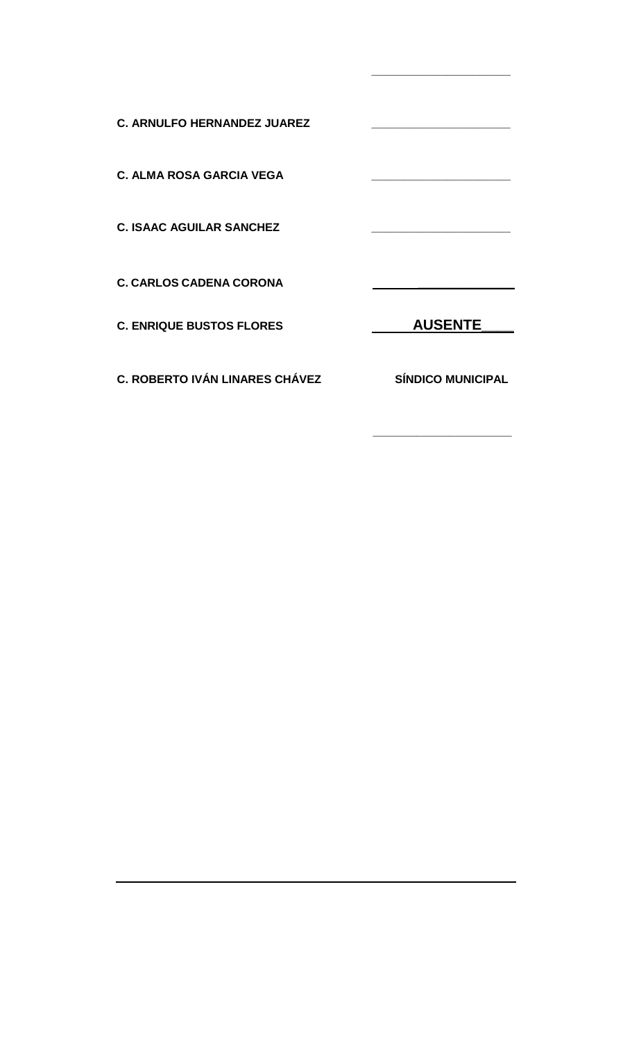**C. ARNULFO HERNANDEZ JUAREZ** \_\_\_\_\_\_\_\_\_\_\_\_\_\_\_\_\_\_\_\_

**C. ALMA ROSA GARCIA VEGA** \_\_\_\_\_\_\_\_\_\_\_\_\_\_\_\_\_\_\_\_

**C. ISAAC AGUILAR SANCHEZ** \_\_\_\_\_\_\_\_\_\_\_\_\_\_\_\_\_\_\_\_

**C. CARLOS CADENA CORONA** \_\_\_\_\_\_\_\_\_\_\_\_\_\_\_\_\_\_\_\_

**C. ENRIQUE BUSTOS FLORES** **AUSENTE**

**C. ROBERTO IVÁN LINARES CHÁVEZ** **SÍNDICO MUNICIPAL**

\_\_\_\_\_\_\_\_\_\_\_\_\_\_\_\_\_\_\_\_